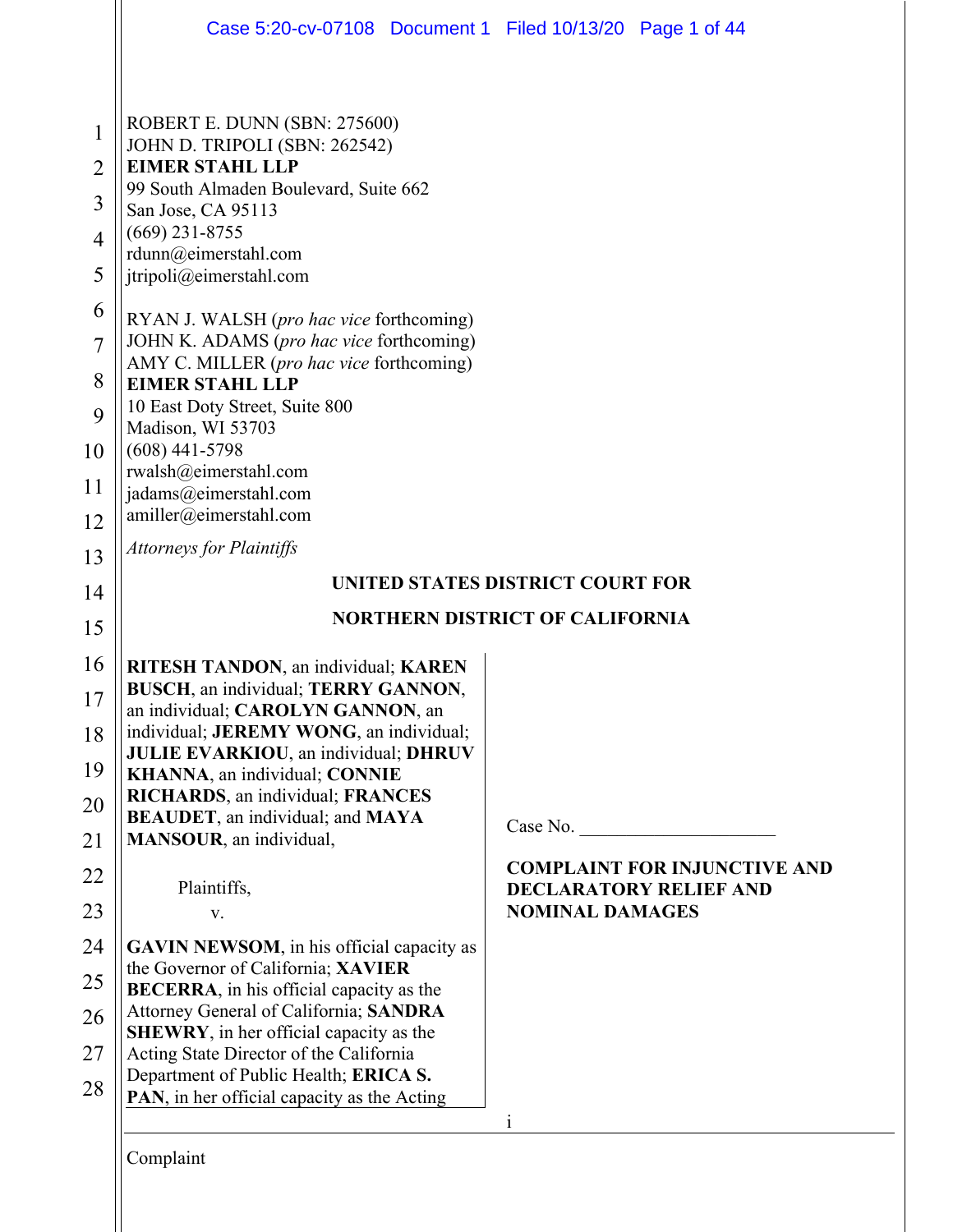ROBERT E. DUNN (SBN: 275600)
JOHN D. TRIPOLI (SBN: 262542)
**EIMER STAHL LLP**
99 South Almaden Boulevard, Suite 662
San Jose, CA 95113
(669) 231-8755
rdunn@eimerstahl.com
jtripoli@eimerstahl.com

RYAN J. WALSH (*pro hac vice* forthcoming)
JOHN K. ADAMS (*pro hac vice* forthcoming)
AMY C. MILLER (*pro hac vice* forthcoming)
**EIMER STAHL LLP**
10 East Doty Street, Suite 800
Madison, WI 53703
(608) 441-5798
rwalsh@eimerstahl.com
jadams@eimerstahl.com
amiller@eimerstahl.com

*Attorneys for Plaintiffs*

**UNITED STATES DISTRICT COURT FOR**

**NORTHERN DISTRICT OF CALIFORNIA**

**RITESH TANDON**, an individual; **KAREN BUSCH**, an individual; **TERRY GANNON**, an individual; **CAROLYN GANNON**, an individual; **JEREMY WONG**, an individual; **JULIE EVARKIOU**, an individual; **DHRUV KHANNA**, an individual; **CONNIE RICHARDS**, an individual; **FRANCES BEAUDET**, an individual; and **MAYA MANSOUR**, an individual,

Plaintiffs,

v.

**GAVIN NEWSOM**, in his official capacity as the Governor of California; **XAVIER BECERRA**, in his official capacity as the Attorney General of California; **SANDRA SHEWRY**, in her official capacity as the Acting State Director of the California Department of Public Health; **ERICA S. PAN**, in her official capacity as the Acting

Case No. ____________________

**COMPLAINT FOR INJUNCTIVE AND DECLARATORY RELIEF AND NOMINAL DAMAGES**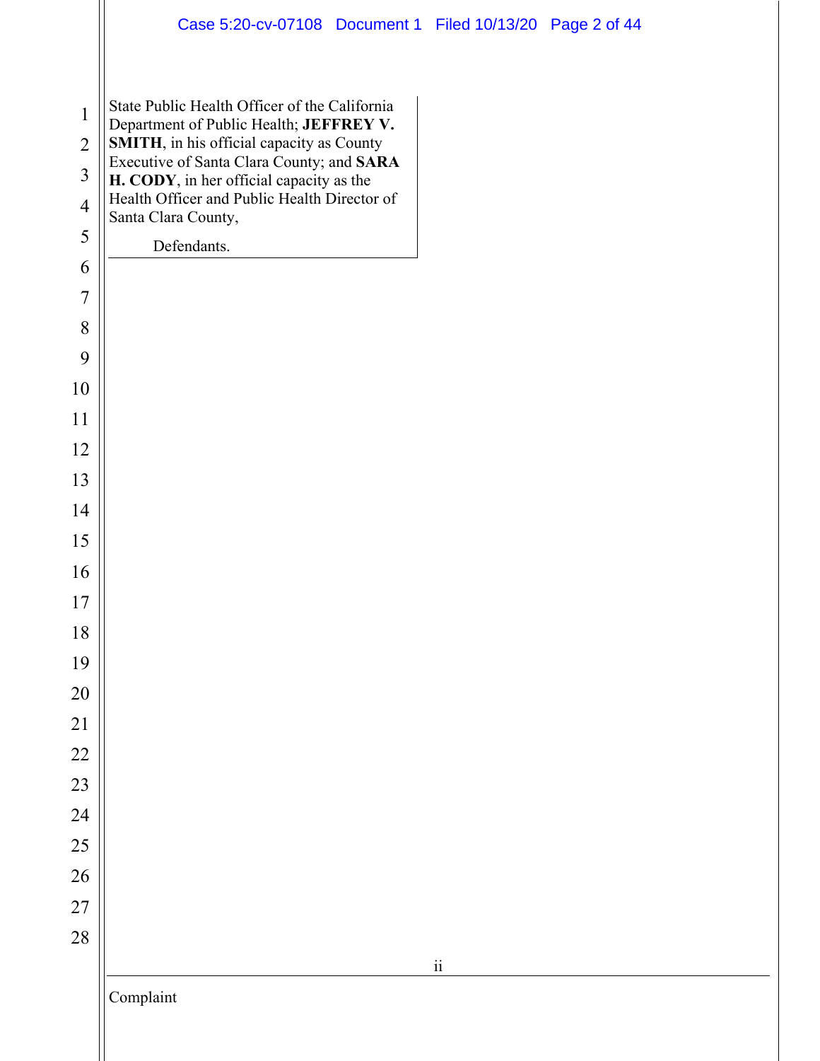State Public Health Officer of the California Department of Public Health; **JEFFREY V. SMITH**, in his official capacity as County Executive of Santa Clara County; and **SARA H. CODY**, in her official capacity as the Health Officer and Public Health Director of Santa Clara County,

Defendants.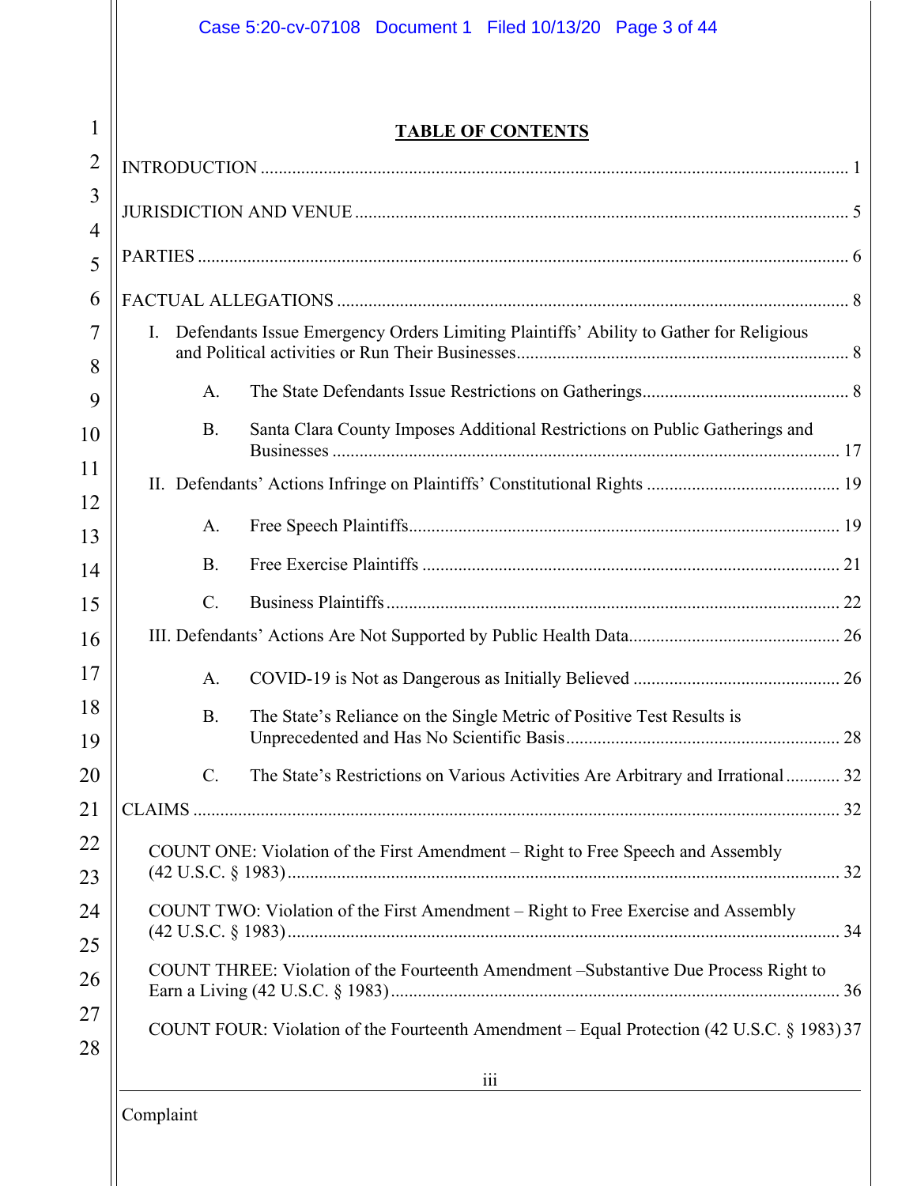## TABLE OF CONTENTS

INTRODUCTION ........................................................................................................................ 1

JURISDICTION AND VENUE ................................................................................................... 5

PARTIES ..................................................................................................................................... 6

FACTUAL ALLEGATIONS ....................................................................................................... 8

- I. Defendants Issue Emergency Orders Limiting Plaintiffs' Ability to Gather for Religious and Political activities or Run Their Businesses ......................................................................... 8
  - A. The State Defendants Issue Restrictions on Gatherings ............................................. 8
  - B. Santa Clara County Imposes Additional Restrictions on Public Gatherings and Businesses ................................................................................................................ 17
- II. Defendants' Actions Infringe on Plaintiffs' Constitutional Rights ........................................... 19
  - A. Free Speech Plaintiffs ................................................................................................ 19
  - B. Free Exercise Plaintiffs ............................................................................................. 21
  - C. Business Plaintiffs ..................................................................................................... 22
- III. Defendants' Actions Are Not Supported by Public Health Data .............................................. 26
  - A. COVID-19 is Not as Dangerous as Initially Believed ............................................. 26
  - B. The State's Reliance on the Single Metric of Positive Test Results is Unprecedented and Has No Scientific Basis ............................................................ 28
  - C. The State's Restrictions on Various Activities Are Arbitrary and Irrational ............ 32

CLAIMS ...................................................................................................................................... 32

- COUNT ONE: Violation of the First Amendment – Right to Free Speech and Assembly (42 U.S.C. § 1983) ......................................................................................................... 32
- COUNT TWO: Violation of the First Amendment – Right to Free Exercise and Assembly (42 U.S.C. § 1983) ......................................................................................................... 34
- COUNT THREE: Violation of the Fourteenth Amendment –Substantive Due Process Right to Earn a Living (42 U.S.C. § 1983) ................................................................................... 36
- COUNT FOUR: Violation of the Fourteenth Amendment – Equal Protection (42 U.S.C. § 1983) 37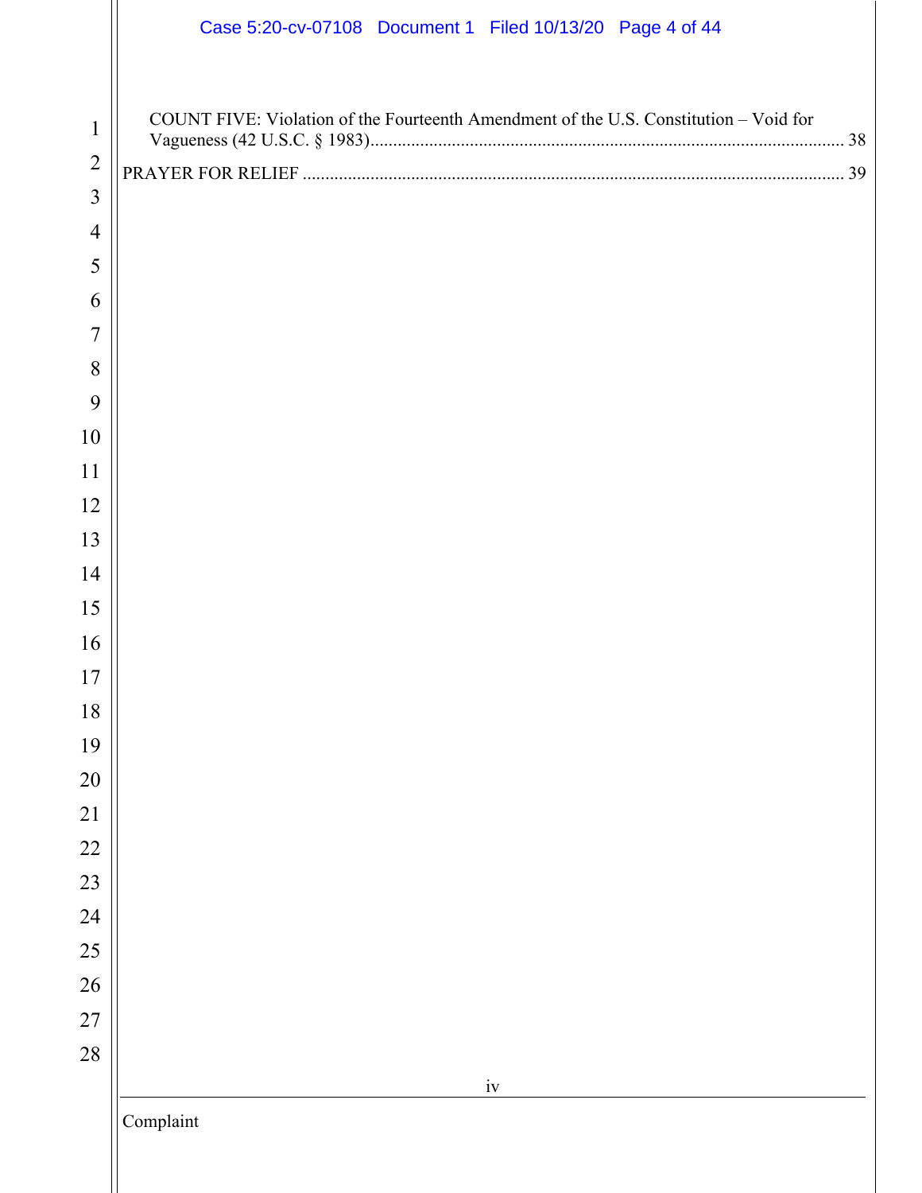COUNT FIVE: Violation of the Fourteenth Amendment of the U.S. Constitution – Void for Vagueness (42 U.S.C. § 1983)........................................................................................................ 38

PRAYER FOR RELIEF ...................................................................................................................... 39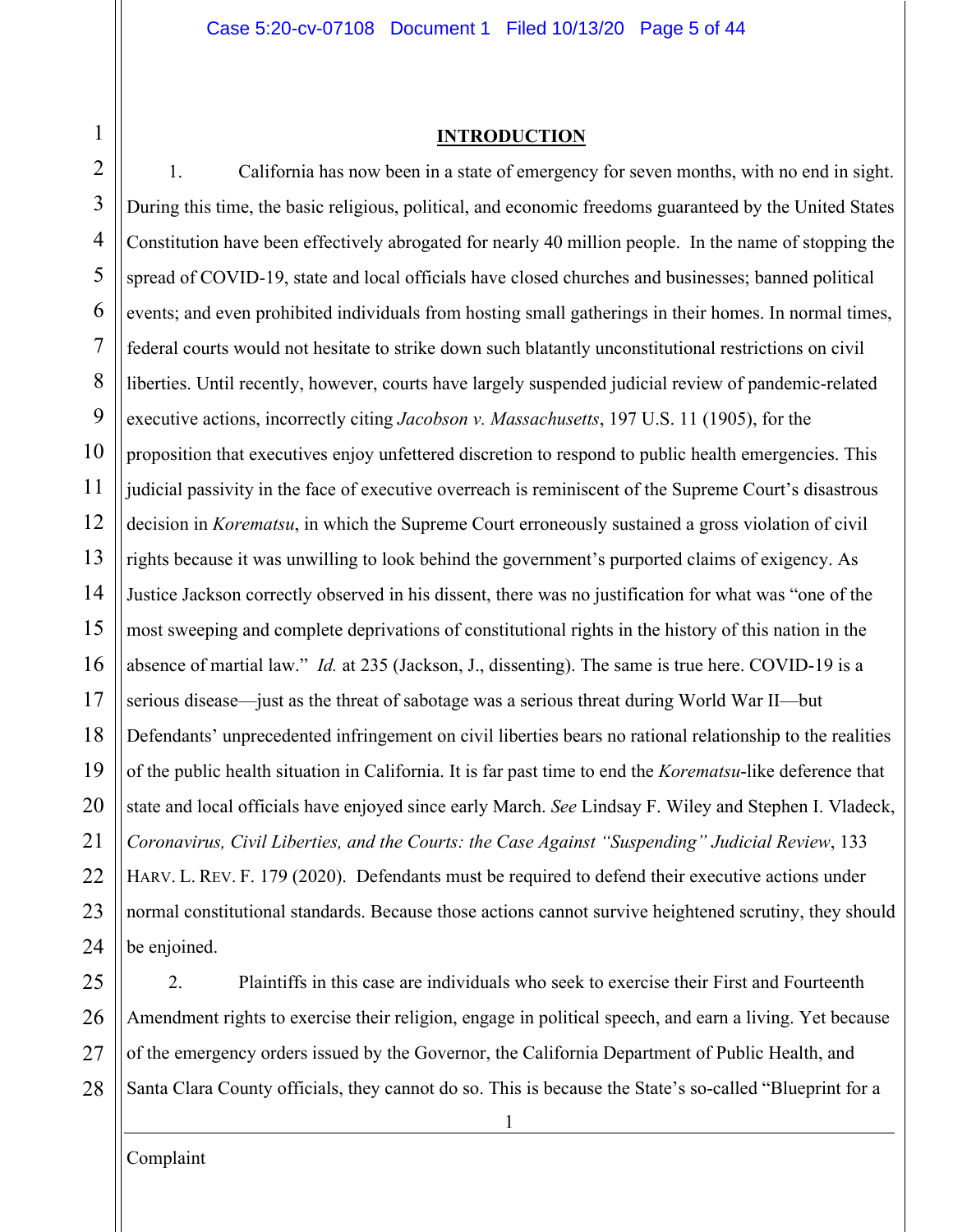## INTRODUCTION

1. California has now been in a state of emergency for seven months, with no end in sight. During this time, the basic religious, political, and economic freedoms guaranteed by the United States Constitution have been effectively abrogated for nearly 40 million people. In the name of stopping the spread of COVID-19, state and local officials have closed churches and businesses; banned political events; and even prohibited individuals from hosting small gatherings in their homes. In normal times, federal courts would not hesitate to strike down such blatantly unconstitutional restrictions on civil liberties. Until recently, however, courts have largely suspended judicial review of pandemic-related executive actions, incorrectly citing *Jacobson v. Massachusetts*, 197 U.S. 11 (1905), for the proposition that executives enjoy unfettered discretion to respond to public health emergencies. This judicial passivity in the face of executive overreach is reminiscent of the Supreme Court's disastrous decision in *Korematsu*, in which the Supreme Court erroneously sustained a gross violation of civil rights because it was unwilling to look behind the government's purported claims of exigency. As Justice Jackson correctly observed in his dissent, there was no justification for what was "one of the most sweeping and complete deprivations of constitutional rights in the history of this nation in the absence of martial law." *Id.* at 235 (Jackson, J., dissenting). The same is true here. COVID-19 is a serious disease—just as the threat of sabotage was a serious threat during World War II—but Defendants' unprecedented infringement on civil liberties bears no rational relationship to the realities of the public health situation in California. It is far past time to end the *Korematsu*-like deference that state and local officials have enjoyed since early March. *See* Lindsay F. Wiley and Stephen I. Vladeck, *Coronavirus, Civil Liberties, and the Courts: the Case Against "Suspending" Judicial Review*, 133 HARV. L. REV. F. 179 (2020). Defendants must be required to defend their executive actions under normal constitutional standards. Because those actions cannot survive heightened scrutiny, they should be enjoined.

2. Plaintiffs in this case are individuals who seek to exercise their First and Fourteenth Amendment rights to exercise their religion, engage in political speech, and earn a living. Yet because of the emergency orders issued by the Governor, the California Department of Public Health, and Santa Clara County officials, they cannot do so. This is because the State's so-called "Blueprint for a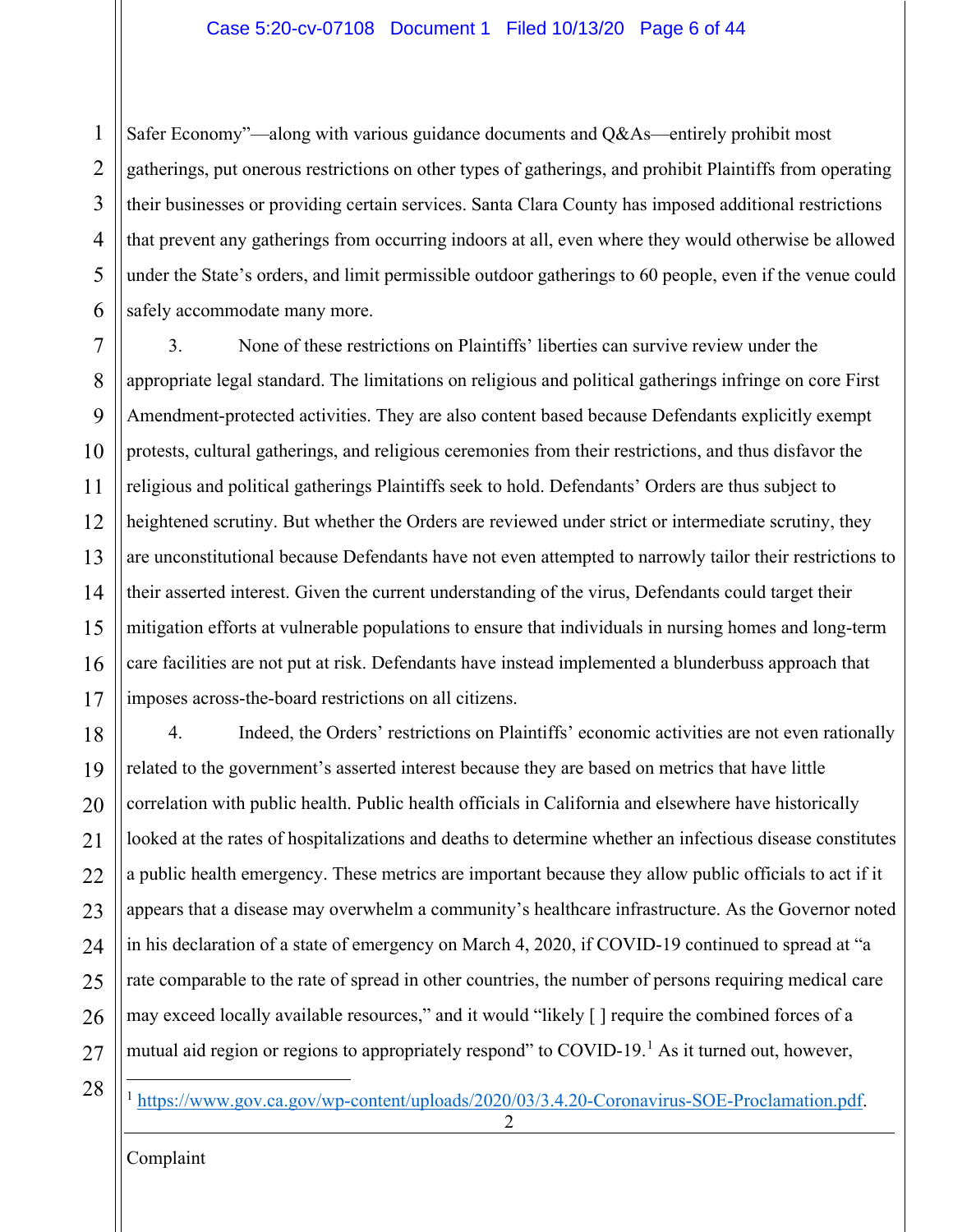Safer Economy"—along with various guidance documents and Q&As—entirely prohibit most gatherings, put onerous restrictions on other types of gatherings, and prohibit Plaintiffs from operating their businesses or providing certain services. Santa Clara County has imposed additional restrictions that prevent any gatherings from occurring indoors at all, even where they would otherwise be allowed under the State's orders, and limit permissible outdoor gatherings to 60 people, even if the venue could safely accommodate many more.

3. None of these restrictions on Plaintiffs' liberties can survive review under the appropriate legal standard. The limitations on religious and political gatherings infringe on core First Amendment-protected activities. They are also content based because Defendants explicitly exempt protests, cultural gatherings, and religious ceremonies from their restrictions, and thus disfavor the religious and political gatherings Plaintiffs seek to hold. Defendants' Orders are thus subject to heightened scrutiny. But whether the Orders are reviewed under strict or intermediate scrutiny, they are unconstitutional because Defendants have not even attempted to narrowly tailor their restrictions to their asserted interest. Given the current understanding of the virus, Defendants could target their mitigation efforts at vulnerable populations to ensure that individuals in nursing homes and long-term care facilities are not put at risk. Defendants have instead implemented a blunderbuss approach that imposes across-the-board restrictions on all citizens.

4. Indeed, the Orders' restrictions on Plaintiffs' economic activities are not even rationally related to the government's asserted interest because they are based on metrics that have little correlation with public health. Public health officials in California and elsewhere have historically looked at the rates of hospitalizations and deaths to determine whether an infectious disease constitutes a public health emergency. These metrics are important because they allow public officials to act if it appears that a disease may overwhelm a community's healthcare infrastructure. As the Governor noted in his declaration of a state of emergency on March 4, 2020, if COVID-19 continued to spread at "a rate comparable to the rate of spread in other countries, the number of persons requiring medical care may exceed locally available resources," and it would "likely [ ] require the combined forces of a mutual aid region or regions to appropriately respond" to COVID-19.[1] As it turned out, however,

[1] https://www.gov.ca.gov/wp-content/uploads/2020/03/3.4.20-Coronavirus-SOE-Proclamation.pdf.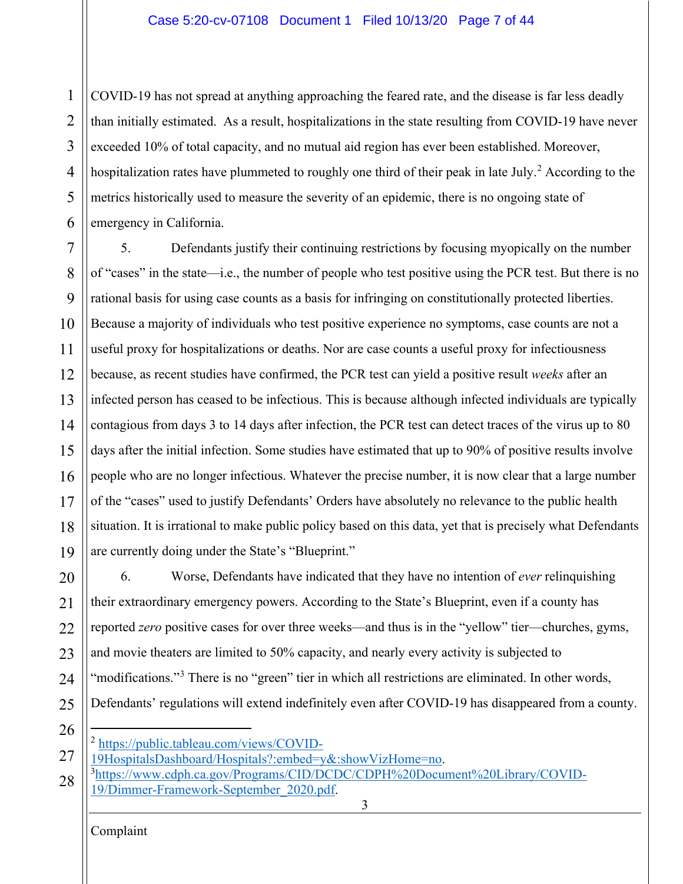COVID-19 has not spread at anything approaching the feared rate, and the disease is far less deadly than initially estimated. As a result, hospitalizations in the state resulting from COVID-19 have never exceeded 10% of total capacity, and no mutual aid region has ever been established. Moreover, hospitalization rates have plummeted to roughly one third of their peak in late July.[2] According to the metrics historically used to measure the severity of an epidemic, there is no ongoing state of emergency in California.

5. Defendants justify their continuing restrictions by focusing myopically on the number of "cases" in the state—i.e., the number of people who test positive using the PCR test. But there is no rational basis for using case counts as a basis for infringing on constitutionally protected liberties. Because a majority of individuals who test positive experience no symptoms, case counts are not a useful proxy for hospitalizations or deaths. Nor are case counts a useful proxy for infectiousness because, as recent studies have confirmed, the PCR test can yield a positive result *weeks* after an infected person has ceased to be infectious. This is because although infected individuals are typically contagious from days 3 to 14 days after infection, the PCR test can detect traces of the virus up to 80 days after the initial infection. Some studies have estimated that up to 90% of positive results involve people who are no longer infectious. Whatever the precise number, it is now clear that a large number of the "cases" used to justify Defendants' Orders have absolutely no relevance to the public health situation. It is irrational to make public policy based on this data, yet that is precisely what Defendants are currently doing under the State's "Blueprint."

6. Worse, Defendants have indicated that they have no intention of *ever* relinquishing their extraordinary emergency powers. According to the State's Blueprint, even if a county has reported *zero* positive cases for over three weeks—and thus is in the "yellow" tier—churches, gyms, and movie theaters are limited to 50% capacity, and nearly every activity is subjected to "modifications."[3] There is no "green" tier in which all restrictions are eliminated. In other words, Defendants' regulations will extend indefinitely even after COVID-19 has disappeared from a county.

---

[2] https://public.tableau.com/views/COVID-19HospitalsDashboard/Hospitals?:embed=y&:showVizHome=no.

[3] https://www.cdph.ca.gov/Programs/CID/DCDC/CDPH%20Document%20Library/COVID-19/Dimmer-Framework-September_2020.pdf.

Complaint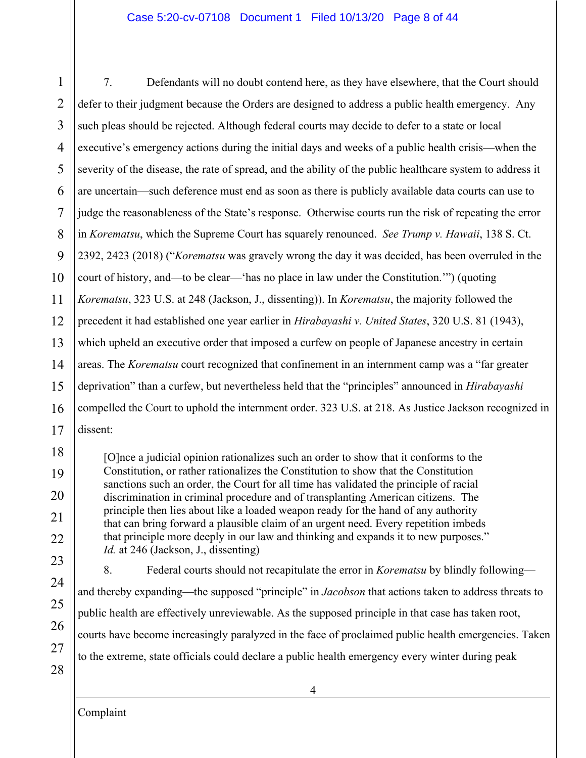7. Defendants will no doubt contend here, as they have elsewhere, that the Court should defer to their judgment because the Orders are designed to address a public health emergency. Any such pleas should be rejected. Although federal courts may decide to defer to a state or local executive's emergency actions during the initial days and weeks of a public health crisis—when the severity of the disease, the rate of spread, and the ability of the public healthcare system to address it are uncertain—such deference must end as soon as there is publicly available data courts can use to judge the reasonableness of the State's response. Otherwise courts run the risk of repeating the error in *Korematsu*, which the Supreme Court has squarely renounced. *See Trump v. Hawaii*, 138 S. Ct. 2392, 2423 (2018) ("*Korematsu* was gravely wrong the day it was decided, has been overruled in the court of history, and—to be clear—'has no place in law under the Constitution.'") (quoting *Korematsu*, 323 U.S. at 248 (Jackson, J., dissenting)). In *Korematsu*, the majority followed the precedent it had established one year earlier in *Hirabayashi v. United States*, 320 U.S. 81 (1943), which upheld an executive order that imposed a curfew on people of Japanese ancestry in certain areas. The *Korematsu* court recognized that confinement in an internment camp was a "far greater deprivation" than a curfew, but nevertheless held that the "principles" announced in *Hirabayashi* compelled the Court to uphold the internment order. 323 U.S. at 218. As Justice Jackson recognized in dissent:

> [O]nce a judicial opinion rationalizes such an order to show that it conforms to the Constitution, or rather rationalizes the Constitution to show that the Constitution sanctions such an order, the Court for all time has validated the principle of racial discrimination in criminal procedure and of transplanting American citizens. The principle then lies about like a loaded weapon ready for the hand of any authority that can bring forward a plausible claim of an urgent need. Every repetition imbeds that principle more deeply in our law and thinking and expands it to new purposes." *Id.* at 246 (Jackson, J., dissenting)

8. Federal courts should not recapitulate the error in *Korematsu* by blindly following—and thereby expanding—the supposed "principle" in *Jacobson* that actions taken to address threats to public health are effectively unreviewable. As the supposed principle in that case has taken root, courts have become increasingly paralyzed in the face of proclaimed public health emergencies. Taken to the extreme, state officials could declare a public health emergency every winter during peak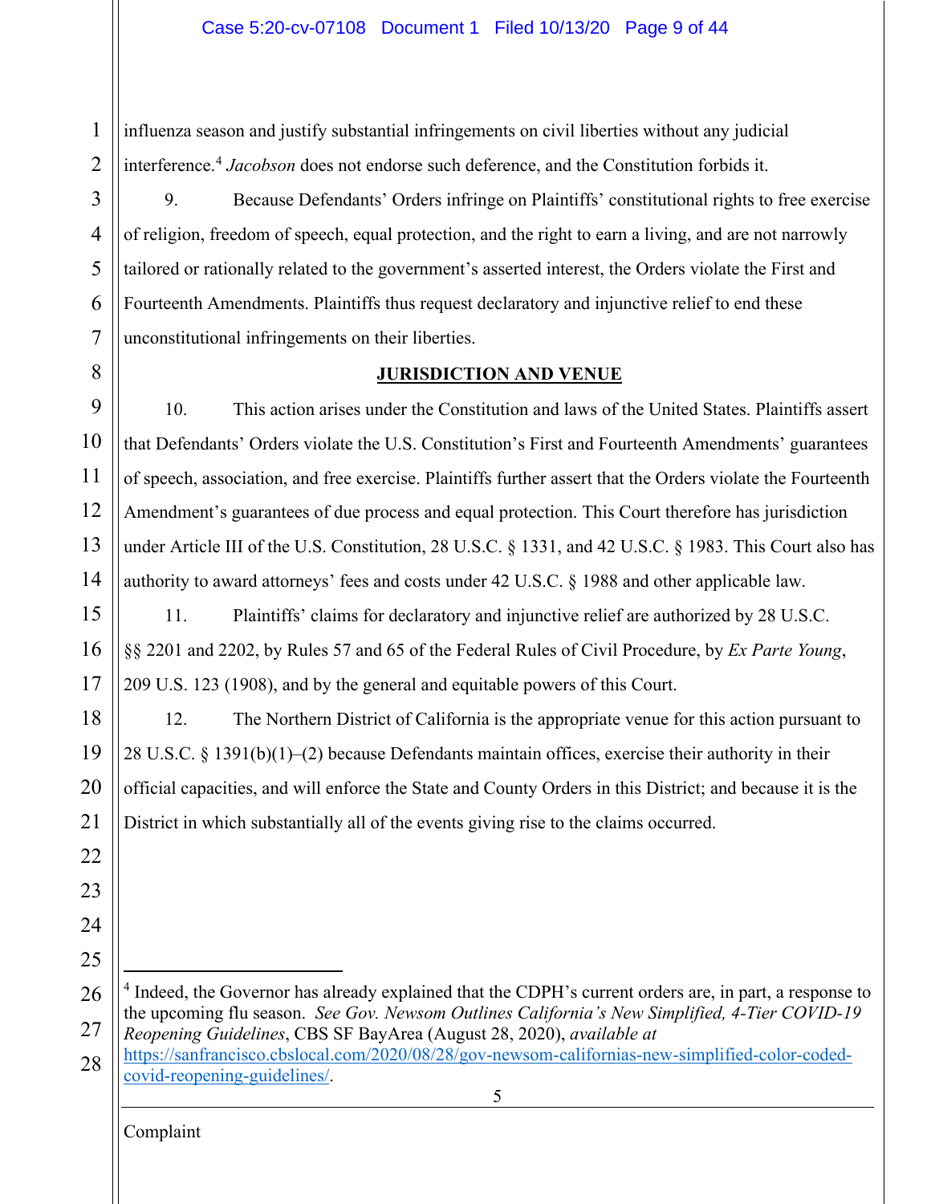influenza season and justify substantial infringements on civil liberties without any judicial interference.[4] *Jacobson* does not endorse such deference, and the Constitution forbids it.

9. Because Defendants' Orders infringe on Plaintiffs' constitutional rights to free exercise of religion, freedom of speech, equal protection, and the right to earn a living, and are not narrowly tailored or rationally related to the government's asserted interest, the Orders violate the First and Fourteenth Amendments. Plaintiffs thus request declaratory and injunctive relief to end these unconstitutional infringements on their liberties.

## JURISDICTION AND VENUE

10. This action arises under the Constitution and laws of the United States. Plaintiffs assert that Defendants' Orders violate the U.S. Constitution's First and Fourteenth Amendments' guarantees of speech, association, and free exercise. Plaintiffs further assert that the Orders violate the Fourteenth Amendment's guarantees of due process and equal protection. This Court therefore has jurisdiction under Article III of the U.S. Constitution, 28 U.S.C. § 1331, and 42 U.S.C. § 1983. This Court also has authority to award attorneys' fees and costs under 42 U.S.C. § 1988 and other applicable law.

11. Plaintiffs' claims for declaratory and injunctive relief are authorized by 28 U.S.C. §§ 2201 and 2202, by Rules 57 and 65 of the Federal Rules of Civil Procedure, by *Ex Parte Young*, 209 U.S. 123 (1908), and by the general and equitable powers of this Court.

12. The Northern District of California is the appropriate venue for this action pursuant to 28 U.S.C. § 1391(b)(1)–(2) because Defendants maintain offices, exercise their authority in their official capacities, and will enforce the State and County Orders in this District; and because it is the District in which substantially all of the events giving rise to the claims occurred.

---

[4] Indeed, the Governor has already explained that the CDPH's current orders are, in part, a response to the upcoming flu season. *See Gov. Newsom Outlines California's New Simplified, 4-Tier COVID-19 Reopening Guidelines*, CBS SF BayArea (August 28, 2020), *available at* https://sanfrancisco.cbslocal.com/2020/08/28/gov-newsom-californias-new-simplified-color-coded-covid-reopening-guidelines/.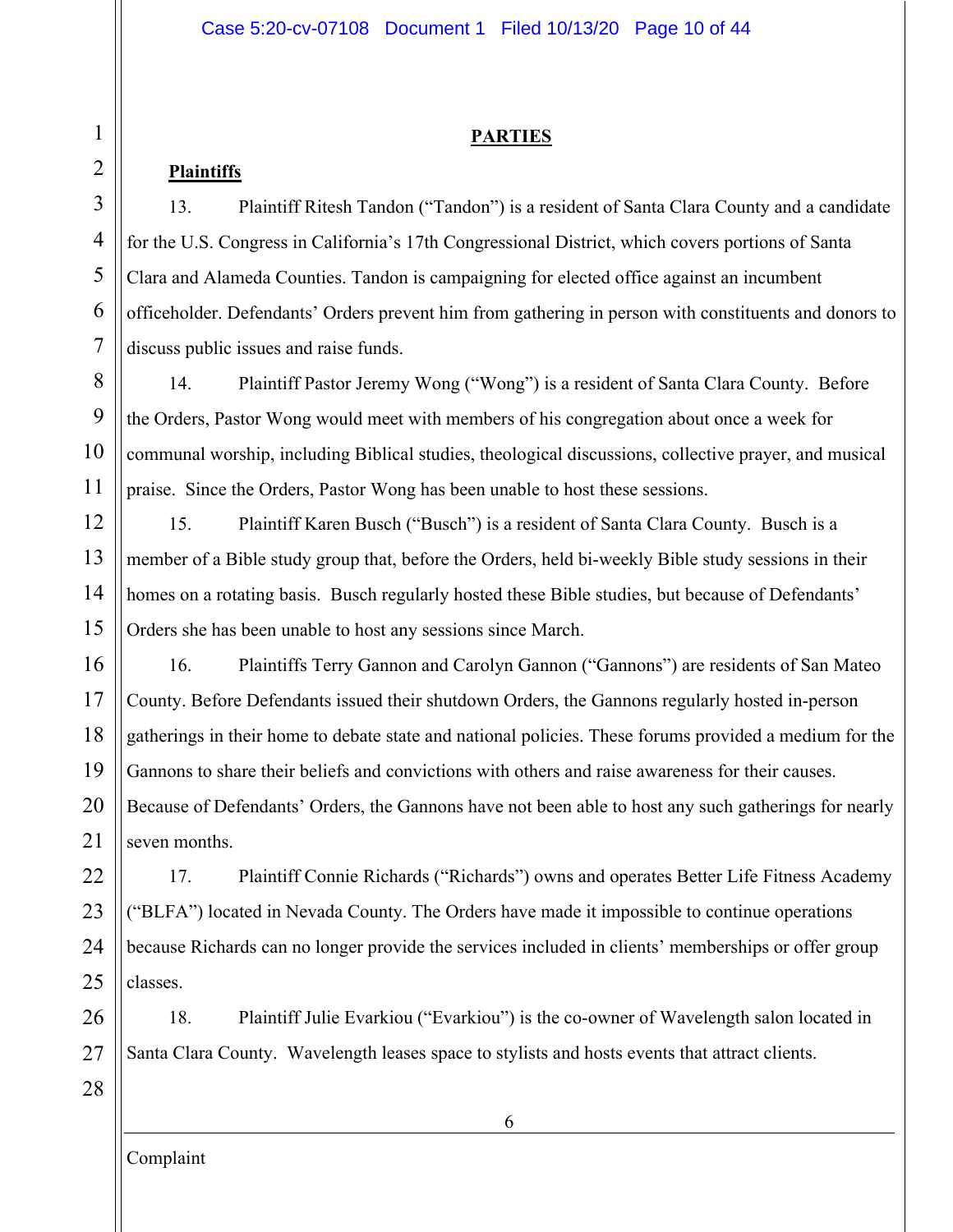## PARTIES

**Plaintiffs**

13. Plaintiff Ritesh Tandon ("Tandon") is a resident of Santa Clara County and a candidate for the U.S. Congress in California's 17th Congressional District, which covers portions of Santa Clara and Alameda Counties. Tandon is campaigning for elected office against an incumbent officeholder. Defendants' Orders prevent him from gathering in person with constituents and donors to discuss public issues and raise funds.

14. Plaintiff Pastor Jeremy Wong ("Wong") is a resident of Santa Clara County. Before the Orders, Pastor Wong would meet with members of his congregation about once a week for communal worship, including Biblical studies, theological discussions, collective prayer, and musical praise. Since the Orders, Pastor Wong has been unable to host these sessions.

15. Plaintiff Karen Busch ("Busch") is a resident of Santa Clara County. Busch is a member of a Bible study group that, before the Orders, held bi-weekly Bible study sessions in their homes on a rotating basis. Busch regularly hosted these Bible studies, but because of Defendants' Orders she has been unable to host any sessions since March.

16. Plaintiffs Terry Gannon and Carolyn Gannon ("Gannons") are residents of San Mateo County. Before Defendants issued their shutdown Orders, the Gannons regularly hosted in-person gatherings in their home to debate state and national policies. These forums provided a medium for the Gannons to share their beliefs and convictions with others and raise awareness for their causes. Because of Defendants' Orders, the Gannons have not been able to host any such gatherings for nearly seven months.

17. Plaintiff Connie Richards ("Richards") owns and operates Better Life Fitness Academy ("BLFA") located in Nevada County. The Orders have made it impossible to continue operations because Richards can no longer provide the services included in clients' memberships or offer group classes.

18. Plaintiff Julie Evarkiou ("Evarkiou") is the co-owner of Wavelength salon located in Santa Clara County. Wavelength leases space to stylists and hosts events that attract clients.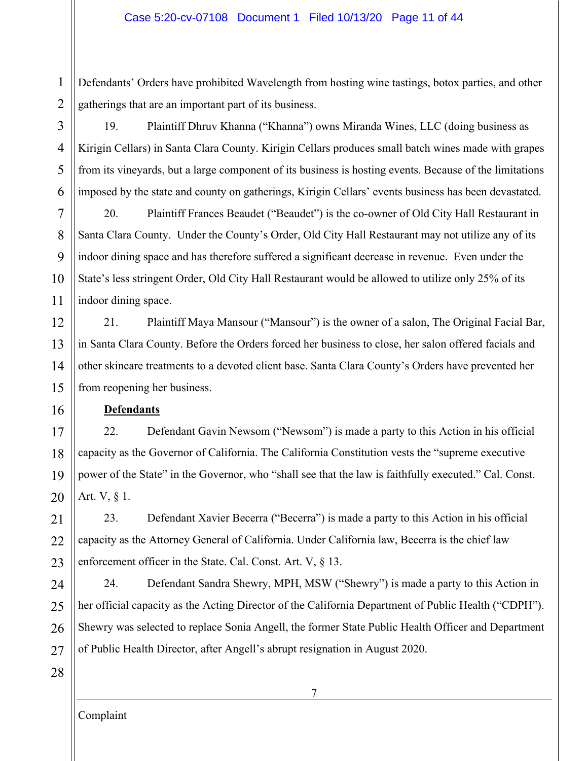Defendants' Orders have prohibited Wavelength from hosting wine tastings, botox parties, and other gatherings that are an important part of its business.

19. Plaintiff Dhruv Khanna ("Khanna") owns Miranda Wines, LLC (doing business as Kirigin Cellars) in Santa Clara County. Kirigin Cellars produces small batch wines made with grapes from its vineyards, but a large component of its business is hosting events. Because of the limitations imposed by the state and county on gatherings, Kirigin Cellars' events business has been devastated.

20. Plaintiff Frances Beaudet ("Beaudet") is the co-owner of Old City Hall Restaurant in Santa Clara County. Under the County's Order, Old City Hall Restaurant may not utilize any of its indoor dining space and has therefore suffered a significant decrease in revenue. Even under the State's less stringent Order, Old City Hall Restaurant would be allowed to utilize only 25% of its indoor dining space.

21. Plaintiff Maya Mansour ("Mansour") is the owner of a salon, The Original Facial Bar, in Santa Clara County. Before the Orders forced her business to close, her salon offered facials and other skincare treatments to a devoted client base. Santa Clara County's Orders have prevented her from reopening her business.

**Defendants**

22. Defendant Gavin Newsom ("Newsom") is made a party to this Action in his official capacity as the Governor of California. The California Constitution vests the "supreme executive power of the State" in the Governor, who "shall see that the law is faithfully executed." Cal. Const. Art. V, § 1.

23. Defendant Xavier Becerra ("Becerra") is made a party to this Action in his official capacity as the Attorney General of California. Under California law, Becerra is the chief law enforcement officer in the State. Cal. Const. Art. V, § 13.

24. Defendant Sandra Shewry, MPH, MSW ("Shewry") is made a party to this Action in her official capacity as the Acting Director of the California Department of Public Health ("CDPH"). Shewry was selected to replace Sonia Angell, the former State Public Health Officer and Department of Public Health Director, after Angell's abrupt resignation in August 2020.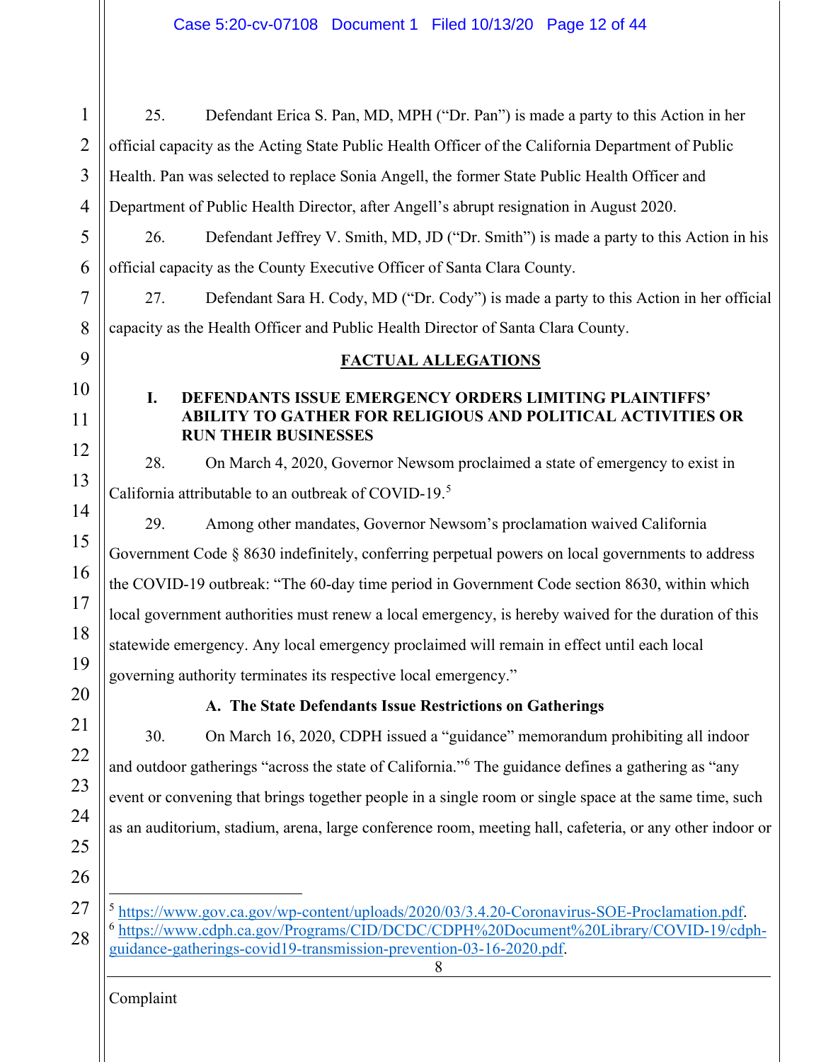25. Defendant Erica S. Pan, MD, MPH ("Dr. Pan") is made a party to this Action in her official capacity as the Acting State Public Health Officer of the California Department of Public Health. Pan was selected to replace Sonia Angell, the former State Public Health Officer and Department of Public Health Director, after Angell's abrupt resignation in August 2020.

26. Defendant Jeffrey V. Smith, MD, JD ("Dr. Smith") is made a party to this Action in his official capacity as the County Executive Officer of Santa Clara County.

27. Defendant Sara H. Cody, MD ("Dr. Cody") is made a party to this Action in her official capacity as the Health Officer and Public Health Director of Santa Clara County.

## FACTUAL ALLEGATIONS

### I. DEFENDANTS ISSUE EMERGENCY ORDERS LIMITING PLAINTIFFS' ABILITY TO GATHER FOR RELIGIOUS AND POLITICAL ACTIVITIES OR RUN THEIR BUSINESSES

28. On March 4, 2020, Governor Newsom proclaimed a state of emergency to exist in California attributable to an outbreak of COVID-19.[5]

29. Among other mandates, Governor Newsom's proclamation waived California Government Code § 8630 indefinitely, conferring perpetual powers on local governments to address the COVID-19 outbreak: "The 60-day time period in Government Code section 8630, within which local government authorities must renew a local emergency, is hereby waived for the duration of this statewide emergency. Any local emergency proclaimed will remain in effect until each local governing authority terminates its respective local emergency."

#### A. The State Defendants Issue Restrictions on Gatherings

30. On March 16, 2020, CDPH issued a "guidance" memorandum prohibiting all indoor and outdoor gatherings "across the state of California."[6] The guidance defines a gathering as "any event or convening that brings together people in a single room or single space at the same time, such as an auditorium, stadium, arena, large conference room, meeting hall, cafeteria, or any other indoor or

---

[5] https://www.gov.ca.gov/wp-content/uploads/2020/03/3.4.20-Coronavirus-SOE-Proclamation.pdf.

[6] https://www.cdph.ca.gov/Programs/CID/DCDC/CDPH%20Document%20Library/COVID-19/cdph-guidance-gatherings-covid19-transmission-prevention-03-16-2020.pdf.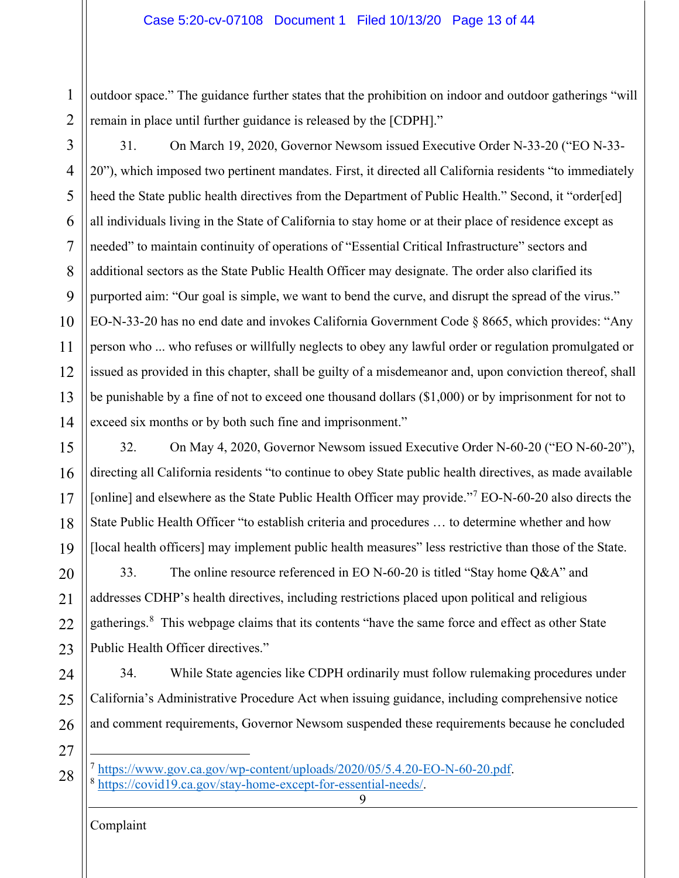outdoor space." The guidance further states that the prohibition on indoor and outdoor gatherings "will remain in place until further guidance is released by the [CDPH]."

31. On March 19, 2020, Governor Newsom issued Executive Order N-33-20 ("EO N-33-20"), which imposed two pertinent mandates. First, it directed all California residents "to immediately heed the State public health directives from the Department of Public Health." Second, it "order[ed] all individuals living in the State of California to stay home or at their place of residence except as needed" to maintain continuity of operations of "Essential Critical Infrastructure" sectors and additional sectors as the State Public Health Officer may designate. The order also clarified its purported aim: "Our goal is simple, we want to bend the curve, and disrupt the spread of the virus." EO-N-33-20 has no end date and invokes California Government Code § 8665, which provides: "Any person who ... who refuses or willfully neglects to obey any lawful order or regulation promulgated or issued as provided in this chapter, shall be guilty of a misdemeanor and, upon conviction thereof, shall be punishable by a fine of not to exceed one thousand dollars ($1,000) or by imprisonment for not to exceed six months or by both such fine and imprisonment."

32. On May 4, 2020, Governor Newsom issued Executive Order N-60-20 ("EO N-60-20"), directing all California residents "to continue to obey State public health directives, as made available [online] and elsewhere as the State Public Health Officer may provide."[7] EO-N-60-20 also directs the State Public Health Officer "to establish criteria and procedures … to determine whether and how [local health officers] may implement public health measures" less restrictive than those of the State.

33. The online resource referenced in EO N-60-20 is titled "Stay home Q&A" and addresses CDHP's health directives, including restrictions placed upon political and religious gatherings.[8] This webpage claims that its contents "have the same force and effect as other State Public Health Officer directives."

34. While State agencies like CDPH ordinarily must follow rulemaking procedures under California's Administrative Procedure Act when issuing guidance, including comprehensive notice and comment requirements, Governor Newsom suspended these requirements because he concluded

---

[7] https://www.gov.ca.gov/wp-content/uploads/2020/05/5.4.20-EO-N-60-20.pdf.

[8] https://covid19.ca.gov/stay-home-except-for-essential-needs/.

Complaint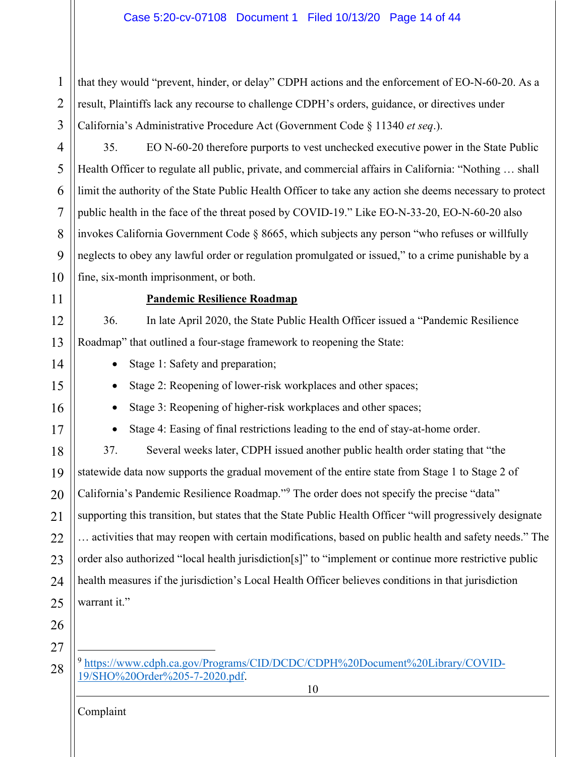that they would "prevent, hinder, or delay" CDPH actions and the enforcement of EO-N-60-20. As a result, Plaintiffs lack any recourse to challenge CDPH's orders, guidance, or directives under California's Administrative Procedure Act (Government Code § 11340 *et seq*.).

35. EO N-60-20 therefore purports to vest unchecked executive power in the State Public Health Officer to regulate all public, private, and commercial affairs in California: "Nothing … shall limit the authority of the State Public Health Officer to take any action she deems necessary to protect public health in the face of the threat posed by COVID-19." Like EO-N-33-20, EO-N-60-20 also invokes California Government Code § 8665, which subjects any person "who refuses or willfully neglects to obey any lawful order or regulation promulgated or issued," to a crime punishable by a fine, six-month imprisonment, or both.

**Pandemic Resilience Roadmap**

36. In late April 2020, the State Public Health Officer issued a "Pandemic Resilience Roadmap" that outlined a four-stage framework to reopening the State:

- Stage 1: Safety and preparation;
- Stage 2: Reopening of lower-risk workplaces and other spaces;
- Stage 3: Reopening of higher-risk workplaces and other spaces;
- Stage 4: Easing of final restrictions leading to the end of stay-at-home order.

37. Several weeks later, CDPH issued another public health order stating that "the statewide data now supports the gradual movement of the entire state from Stage 1 to Stage 2 of California's Pandemic Resilience Roadmap."[9] The order does not specify the precise "data" supporting this transition, but states that the State Public Health Officer "will progressively designate … activities that may reopen with certain modifications, based on public health and safety needs." The order also authorized "local health jurisdiction[s]" to "implement or continue more restrictive public health measures if the jurisdiction's Local Health Officer believes conditions in that jurisdiction warrant it."

---

[9] https://www.cdph.ca.gov/Programs/CID/DCDC/CDPH%20Document%20Library/COVID-19/SHO%20Order%205-7-2020.pdf.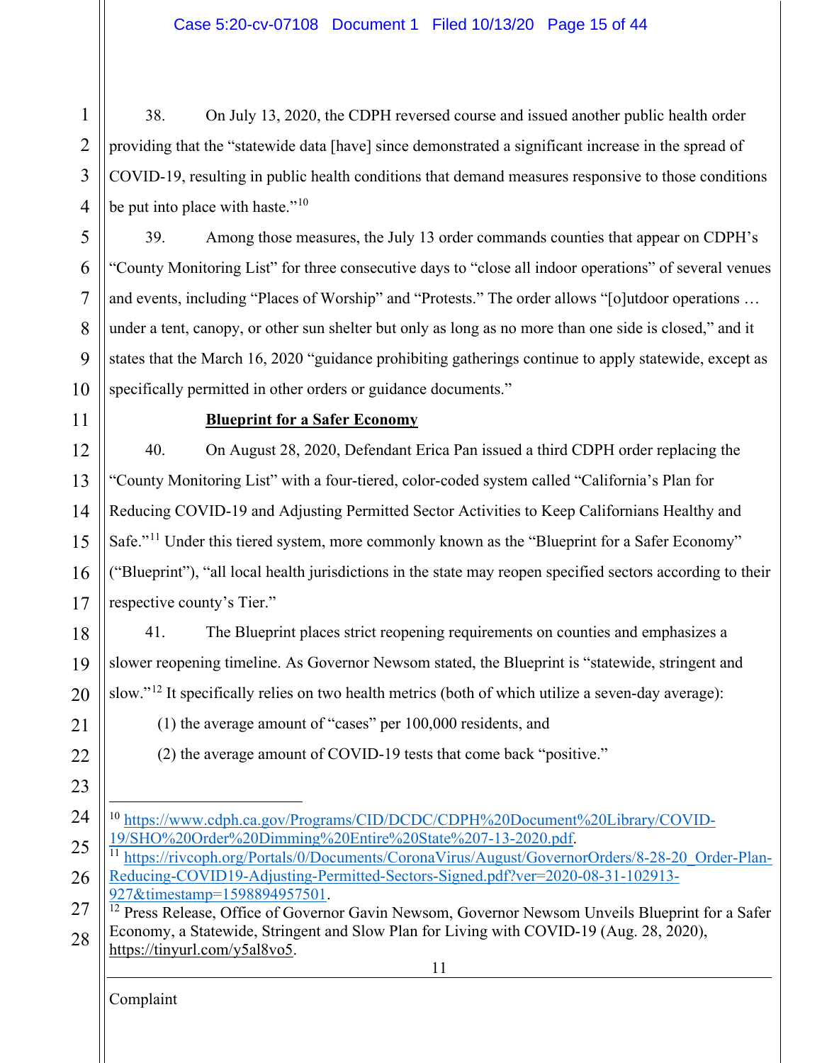38. On July 13, 2020, the CDPH reversed course and issued another public health order providing that the "statewide data [have] since demonstrated a significant increase in the spread of COVID-19, resulting in public health conditions that demand measures responsive to those conditions be put into place with haste."[10]

39. Among those measures, the July 13 order commands counties that appear on CDPH's "County Monitoring List" for three consecutive days to "close all indoor operations" of several venues and events, including "Places of Worship" and "Protests." The order allows "[o]utdoor operations … under a tent, canopy, or other sun shelter but only as long as no more than one side is closed," and it states that the March 16, 2020 "guidance prohibiting gatherings continue to apply statewide, except as specifically permitted in other orders or guidance documents."

**Blueprint for a Safer Economy**

40. On August 28, 2020, Defendant Erica Pan issued a third CDPH order replacing the "County Monitoring List" with a four-tiered, color-coded system called "California's Plan for Reducing COVID-19 and Adjusting Permitted Sector Activities to Keep Californians Healthy and Safe."[11] Under this tiered system, more commonly known as the "Blueprint for a Safer Economy" ("Blueprint"), "all local health jurisdictions in the state may reopen specified sectors according to their respective county's Tier."

41. The Blueprint places strict reopening requirements on counties and emphasizes a slower reopening timeline. As Governor Newsom stated, the Blueprint is "statewide, stringent and slow."[12] It specifically relies on two health metrics (both of which utilize a seven-day average):

(1) the average amount of "cases" per 100,000 residents, and

(2) the average amount of COVID-19 tests that come back "positive."

---

[10] https://www.cdph.ca.gov/Programs/CID/DCDC/CDPH%20Document%20Library/COVID-19/SHO%20Order%20Dimming%20Entire%20State%207-13-2020.pdf.

[11] https://rivcoph.org/Portals/0/Documents/CoronaVirus/August/GovernorOrders/8-28-20_Order-Plan-Reducing-COVID19-Adjusting-Permitted-Sectors-Signed.pdf?ver=2020-08-31-102913-927&timestamp=1598894957501.

[12] Press Release, Office of Governor Gavin Newsom, Governor Newsom Unveils Blueprint for a Safer Economy, a Statewide, Stringent and Slow Plan for Living with COVID-19 (Aug. 28, 2020), https://tinyurl.com/y5al8vo5.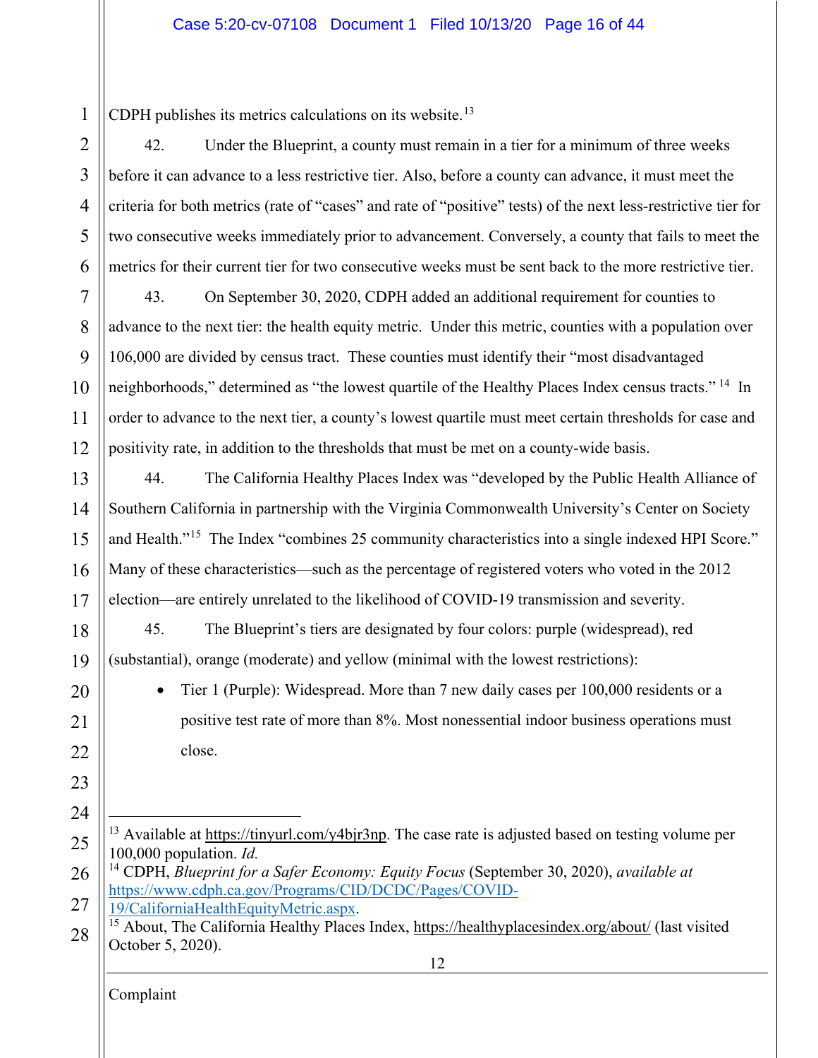CDPH publishes its metrics calculations on its website.[13]

42. Under the Blueprint, a county must remain in a tier for a minimum of three weeks before it can advance to a less restrictive tier. Also, before a county can advance, it must meet the criteria for both metrics (rate of "cases" and rate of "positive" tests) of the next less-restrictive tier for two consecutive weeks immediately prior to advancement. Conversely, a county that fails to meet the metrics for their current tier for two consecutive weeks must be sent back to the more restrictive tier.

43. On September 30, 2020, CDPH added an additional requirement for counties to advance to the next tier: the health equity metric. Under this metric, counties with a population over 106,000 are divided by census tract. These counties must identify their "most disadvantaged neighborhoods," determined as "the lowest quartile of the Healthy Places Index census tracts."[14] In order to advance to the next tier, a county's lowest quartile must meet certain thresholds for case and positivity rate, in addition to the thresholds that must be met on a county-wide basis.

44. The California Healthy Places Index was "developed by the Public Health Alliance of Southern California in partnership with the Virginia Commonwealth University's Center on Society and Health."[15] The Index "combines 25 community characteristics into a single indexed HPI Score." Many of these characteristics—such as the percentage of registered voters who voted in the 2012 election—are entirely unrelated to the likelihood of COVID-19 transmission and severity.

45. The Blueprint's tiers are designated by four colors: purple (widespread), red (substantial), orange (moderate) and yellow (minimal with the lowest restrictions):

- Tier 1 (Purple): Widespread. More than 7 new daily cases per 100,000 residents or a positive test rate of more than 8%. Most nonessential indoor business operations must close.

---

[13] Available at https://tinyurl.com/y4bjr3np. The case rate is adjusted based on testing volume per 100,000 population. *Id.*

[14] CDPH, *Blueprint for a Safer Economy: Equity Focus* (September 30, 2020), *available at* https://www.cdph.ca.gov/Programs/CID/DCDC/Pages/COVID-19/CaliforniaHealthEquityMetric.aspx.

[15] About, The California Healthy Places Index, https://healthyplacesindex.org/about/ (last visited October 5, 2020).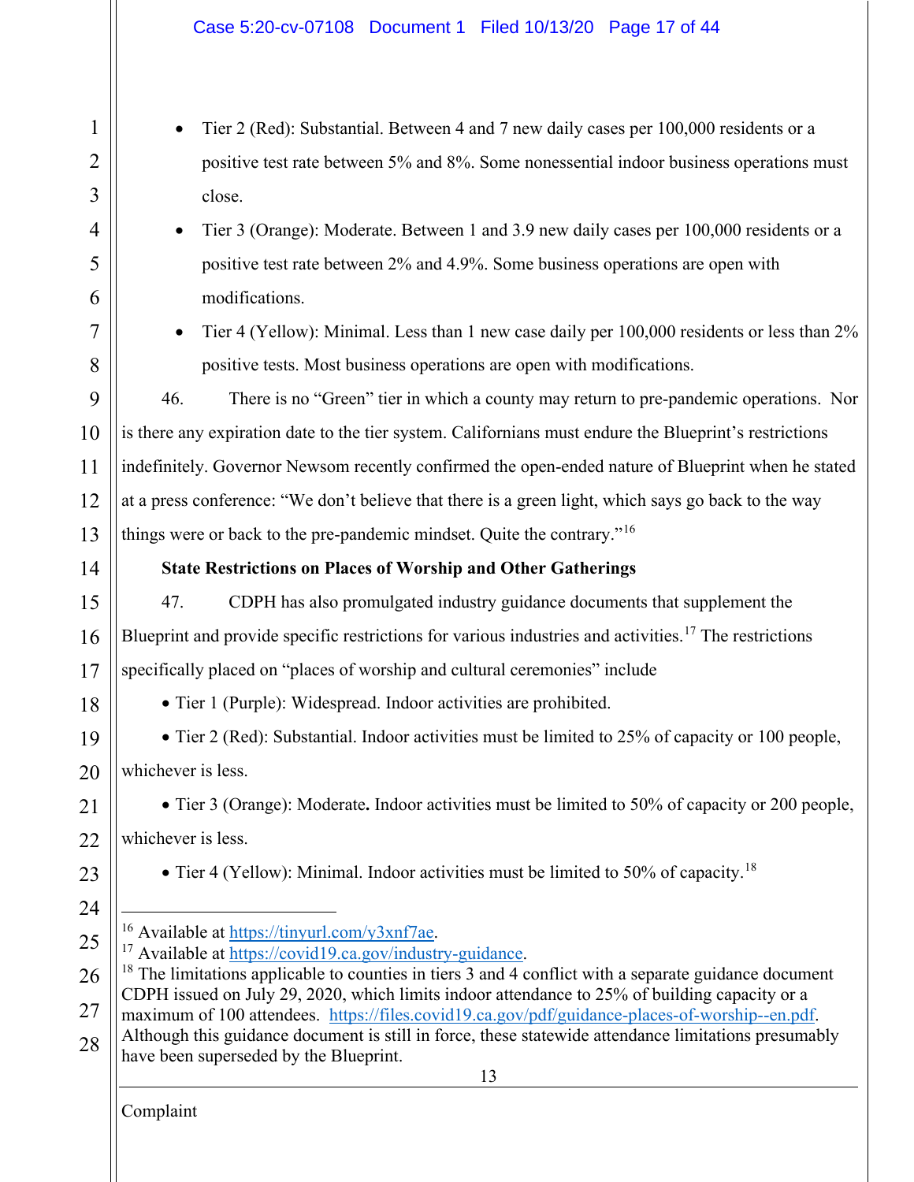- Tier 2 (Red): Substantial. Between 4 and 7 new daily cases per 100,000 residents or a positive test rate between 5% and 8%. Some nonessential indoor business operations must close.
- Tier 3 (Orange): Moderate. Between 1 and 3.9 new daily cases per 100,000 residents or a positive test rate between 2% and 4.9%. Some business operations are open with modifications.
- Tier 4 (Yellow): Minimal. Less than 1 new case daily per 100,000 residents or less than 2% positive tests. Most business operations are open with modifications.

46. There is no "Green" tier in which a county may return to pre-pandemic operations. Nor is there any expiration date to the tier system. Californians must endure the Blueprint's restrictions indefinitely. Governor Newsom recently confirmed the open-ended nature of Blueprint when he stated at a press conference: "We don't believe that there is a green light, which says go back to the way things were or back to the pre-pandemic mindset. Quite the contrary."[16]

**State Restrictions on Places of Worship and Other Gatherings**

47. CDPH has also promulgated industry guidance documents that supplement the Blueprint and provide specific restrictions for various industries and activities.[17] The restrictions specifically placed on "places of worship and cultural ceremonies" include

- Tier 1 (Purple): Widespread. Indoor activities are prohibited.
- Tier 2 (Red): Substantial. Indoor activities must be limited to 25% of capacity or 100 people, whichever is less.
- Tier 3 (Orange): Moderate**.** Indoor activities must be limited to 50% of capacity or 200 people, whichever is less.
- Tier 4 (Yellow): Minimal. Indoor activities must be limited to 50% of capacity.[18]

---

[16] Available at https://tinyurl.com/y3xnf7ae.

[17] Available at https://covid19.ca.gov/industry-guidance.

[18] The limitations applicable to counties in tiers 3 and 4 conflict with a separate guidance document CDPH issued on July 29, 2020, which limits indoor attendance to 25% of building capacity or a maximum of 100 attendees. https://files.covid19.ca.gov/pdf/guidance-places-of-worship--en.pdf. Although this guidance document is still in force, these statewide attendance limitations presumably have been superseded by the Blueprint.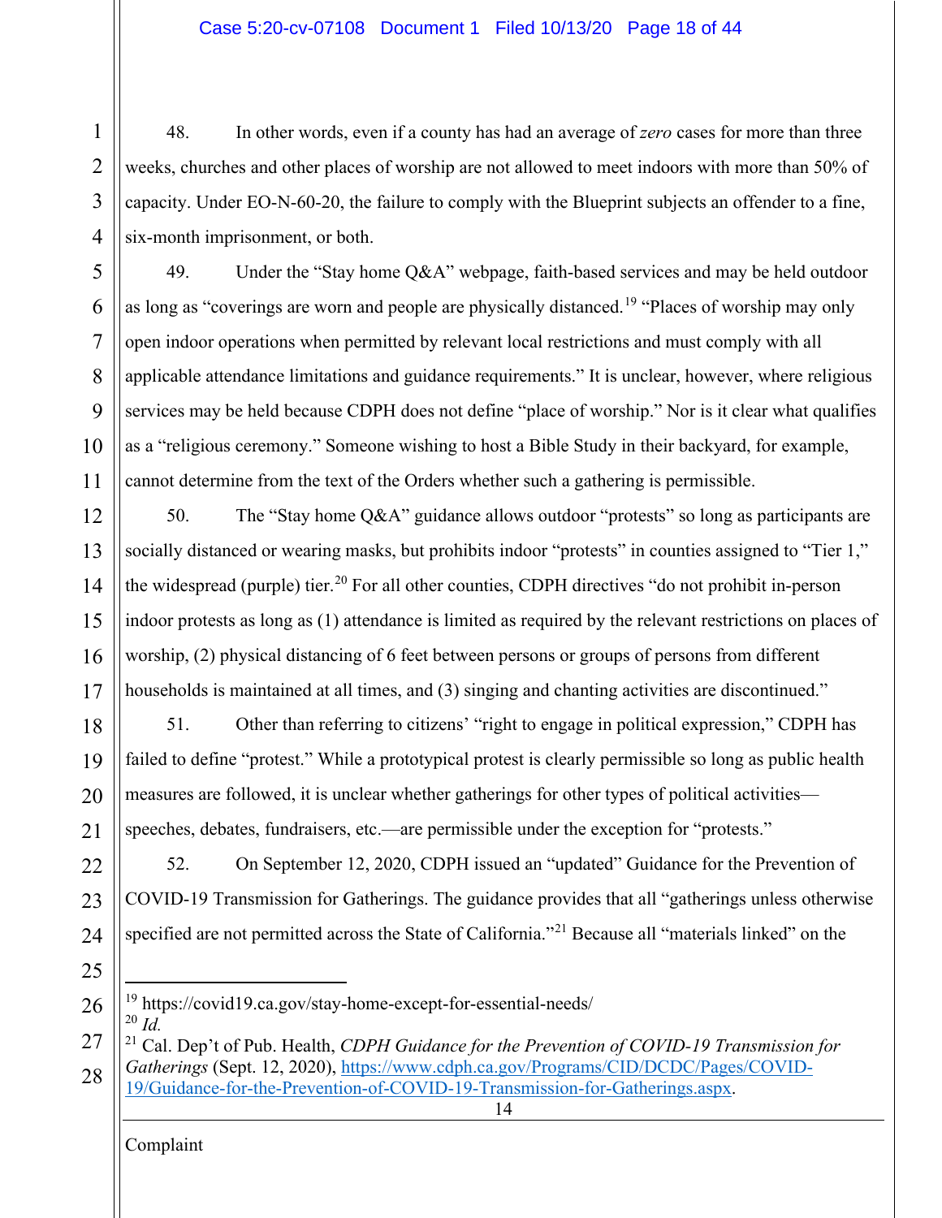48. In other words, even if a county has had an average of *zero* cases for more than three weeks, churches and other places of worship are not allowed to meet indoors with more than 50% of capacity. Under EO-N-60-20, the failure to comply with the Blueprint subjects an offender to a fine, six-month imprisonment, or both.

49. Under the "Stay home Q&A" webpage, faith-based services and may be held outdoor as long as "coverings are worn and people are physically distanced.[19] "Places of worship may only open indoor operations when permitted by relevant local restrictions and must comply with all applicable attendance limitations and guidance requirements." It is unclear, however, where religious services may be held because CDPH does not define "place of worship." Nor is it clear what qualifies as a "religious ceremony." Someone wishing to host a Bible Study in their backyard, for example, cannot determine from the text of the Orders whether such a gathering is permissible.

50. The "Stay home Q&A" guidance allows outdoor "protests" so long as participants are socially distanced or wearing masks, but prohibits indoor "protests" in counties assigned to "Tier 1," the widespread (purple) tier.[20] For all other counties, CDPH directives "do not prohibit in-person indoor protests as long as (1) attendance is limited as required by the relevant restrictions on places of worship, (2) physical distancing of 6 feet between persons or groups of persons from different households is maintained at all times, and (3) singing and chanting activities are discontinued."

51. Other than referring to citizens' "right to engage in political expression," CDPH has failed to define "protest." While a prototypical protest is clearly permissible so long as public health measures are followed, it is unclear whether gatherings for other types of political activities—speeches, debates, fundraisers, etc.—are permissible under the exception for "protests."

52. On September 12, 2020, CDPH issued an "updated" Guidance for the Prevention of COVID-19 Transmission for Gatherings. The guidance provides that all "gatherings unless otherwise specified are not permitted across the State of California."[21] Because all "materials linked" on the

---

[19] https://covid19.ca.gov/stay-home-except-for-essential-needs/

[20] *Id.*

[21] Cal. Dep't of Pub. Health, *CDPH Guidance for the Prevention of COVID-19 Transmission for Gatherings* (Sept. 12, 2020), https://www.cdph.ca.gov/Programs/CID/DCDC/Pages/COVID-19/Guidance-for-the-Prevention-of-COVID-19-Transmission-for-Gatherings.aspx.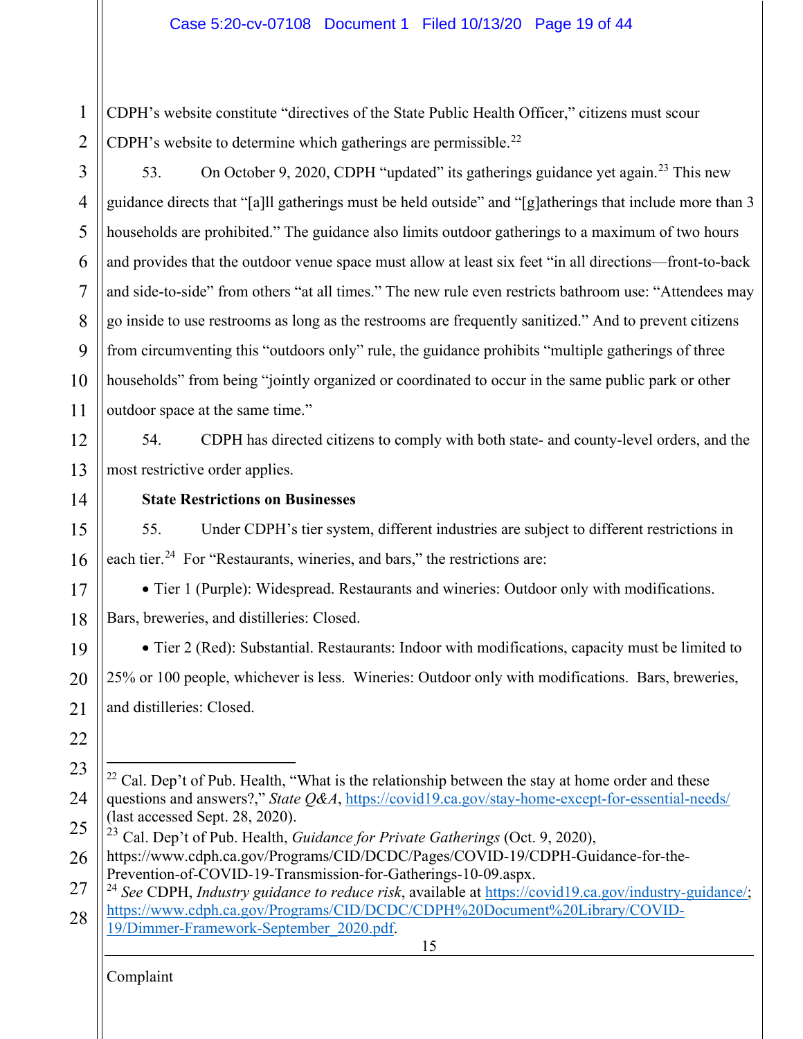CDPH's website constitute "directives of the State Public Health Officer," citizens must scour CDPH's website to determine which gatherings are permissible.[22]

53. On October 9, 2020, CDPH "updated" its gatherings guidance yet again.[23] This new guidance directs that "[a]ll gatherings must be held outside" and "[g]atherings that include more than 3 households are prohibited." The guidance also limits outdoor gatherings to a maximum of two hours and provides that the outdoor venue space must allow at least six feet "in all directions—front-to-back and side-to-side" from others "at all times." The new rule even restricts bathroom use: "Attendees may go inside to use restrooms as long as the restrooms are frequently sanitized." And to prevent citizens from circumventing this "outdoors only" rule, the guidance prohibits "multiple gatherings of three households" from being "jointly organized or coordinated to occur in the same public park or other outdoor space at the same time."

54. CDPH has directed citizens to comply with both state- and county-level orders, and the most restrictive order applies.

**State Restrictions on Businesses**

55. Under CDPH's tier system, different industries are subject to different restrictions in each tier.[24] For "Restaurants, wineries, and bars," the restrictions are:

- Tier 1 (Purple): Widespread. Restaurants and wineries: Outdoor only with modifications. Bars, breweries, and distilleries: Closed.
- Tier 2 (Red): Substantial. Restaurants: Indoor with modifications, capacity must be limited to 25% or 100 people, whichever is less. Wineries: Outdoor only with modifications. Bars, breweries, and distilleries: Closed.

---

[22] Cal. Dep't of Pub. Health, "What is the relationship between the stay at home order and these questions and answers?," *State Q&A*, https://covid19.ca.gov/stay-home-except-for-essential-needs/ (last accessed Sept. 28, 2020).

[23] Cal. Dep't of Pub. Health, *Guidance for Private Gatherings* (Oct. 9, 2020), https://www.cdph.ca.gov/Programs/CID/DCDC/Pages/COVID-19/CDPH-Guidance-for-the-Prevention-of-COVID-19-Transmission-for-Gatherings-10-09.aspx.

[24] *See* CDPH, *Industry guidance to reduce risk*, available at https://covid19.ca.gov/industry-guidance/; https://www.cdph.ca.gov/Programs/CID/DCDC/CDPH%20Document%20Library/COVID-19/Dimmer-Framework-September_2020.pdf.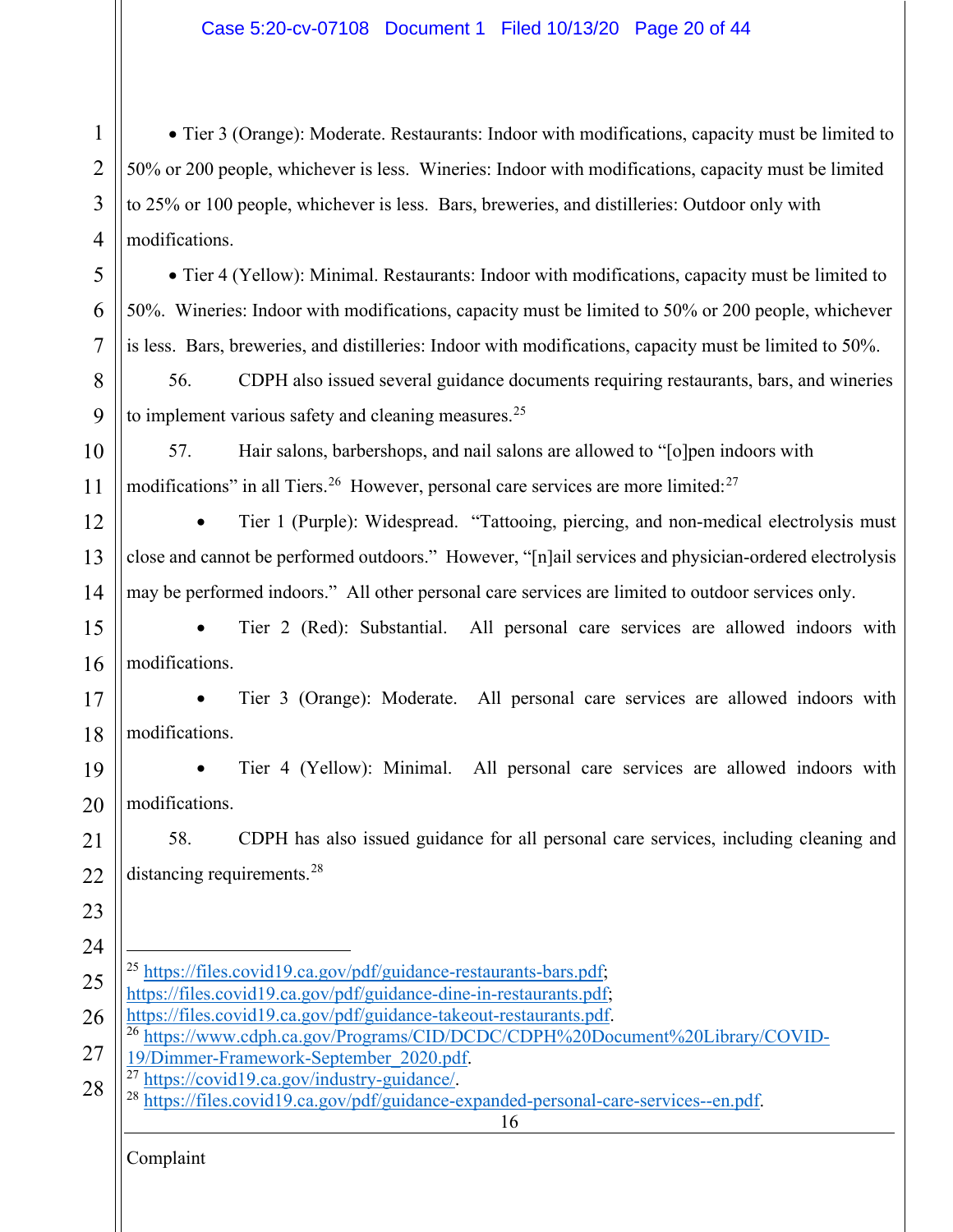- Tier 3 (Orange): Moderate. Restaurants: Indoor with modifications, capacity must be limited to 50% or 200 people, whichever is less. Wineries: Indoor with modifications, capacity must be limited to 25% or 100 people, whichever is less. Bars, breweries, and distilleries: Outdoor only with modifications.
- Tier 4 (Yellow): Minimal. Restaurants: Indoor with modifications, capacity must be limited to 50%. Wineries: Indoor with modifications, capacity must be limited to 50% or 200 people, whichever is less. Bars, breweries, and distilleries: Indoor with modifications, capacity must be limited to 50%.

56. CDPH also issued several guidance documents requiring restaurants, bars, and wineries to implement various safety and cleaning measures.[25]

57. Hair salons, barbershops, and nail salons are allowed to "[o]pen indoors with modifications" in all Tiers.[26] However, personal care services are more limited:[27]

- Tier 1 (Purple): Widespread. "Tattooing, piercing, and non-medical electrolysis must close and cannot be performed outdoors." However, "[n]ail services and physician-ordered electrolysis may be performed indoors." All other personal care services are limited to outdoor services only.
- Tier 2 (Red): Substantial. All personal care services are allowed indoors with modifications.
- Tier 3 (Orange): Moderate. All personal care services are allowed indoors with modifications.
- Tier 4 (Yellow): Minimal. All personal care services are allowed indoors with modifications.

58. CDPH has also issued guidance for all personal care services, including cleaning and distancing requirements.[28]

---

[25] https://files.covid19.ca.gov/pdf/guidance-restaurants-bars.pdf; https://files.covid19.ca.gov/pdf/guidance-dine-in-restaurants.pdf; https://files.covid19.ca.gov/pdf/guidance-takeout-restaurants.pdf.

[26] https://www.cdph.ca.gov/Programs/CID/DCDC/CDPH%20Document%20Library/COVID-19/Dimmer-Framework-September_2020.pdf.

[27] https://covid19.ca.gov/industry-guidance/.

[28] https://files.covid19.ca.gov/pdf/guidance-expanded-personal-care-services--en.pdf.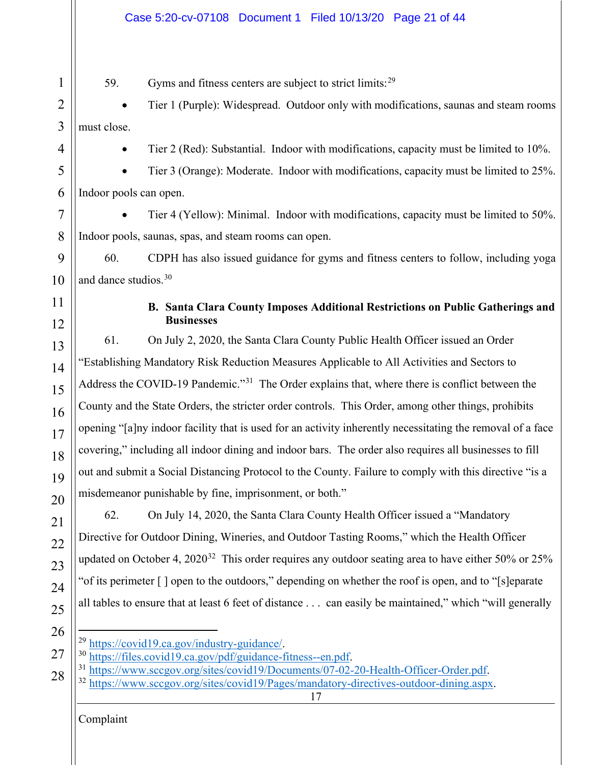59. Gyms and fitness centers are subject to strict limits:[29]

- Tier 1 (Purple): Widespread. Outdoor only with modifications, saunas and steam rooms must close.
- Tier 2 (Red): Substantial. Indoor with modifications, capacity must be limited to 10%.
- Tier 3 (Orange): Moderate. Indoor with modifications, capacity must be limited to 25%. Indoor pools can open.
- Tier 4 (Yellow): Minimal. Indoor with modifications, capacity must be limited to 50%. Indoor pools, saunas, spas, and steam rooms can open.

60. CDPH has also issued guidance for gyms and fitness centers to follow, including yoga and dance studios.[30]

**B. Santa Clara County Imposes Additional Restrictions on Public Gatherings and Businesses**

61. On July 2, 2020, the Santa Clara County Public Health Officer issued an Order "Establishing Mandatory Risk Reduction Measures Applicable to All Activities and Sectors to Address the COVID-19 Pandemic."[31] The Order explains that, where there is conflict between the County and the State Orders, the stricter order controls. This Order, among other things, prohibits opening "[a]ny indoor facility that is used for an activity inherently necessitating the removal of a face covering," including all indoor dining and indoor bars. The order also requires all businesses to fill out and submit a Social Distancing Protocol to the County. Failure to comply with this directive "is a misdemeanor punishable by fine, imprisonment, or both."

62. On July 14, 2020, the Santa Clara County Health Officer issued a "Mandatory Directive for Outdoor Dining, Wineries, and Outdoor Tasting Rooms," which the Health Officer updated on October 4, 2020[32] This order requires any outdoor seating area to have either 50% or 25% "of its perimeter [ ] open to the outdoors," depending on whether the roof is open, and to "[s]eparate all tables to ensure that at least 6 feet of distance . . . can easily be maintained," which "will generally

---

[29] https://covid19.ca.gov/industry-guidance/.

[30] https://files.covid19.ca.gov/pdf/guidance-fitness--en.pdf.

[31] https://www.sccgov.org/sites/covid19/Documents/07-02-20-Health-Officer-Order.pdf.

[32] https://www.sccgov.org/sites/covid19/Pages/mandatory-directives-outdoor-dining.aspx.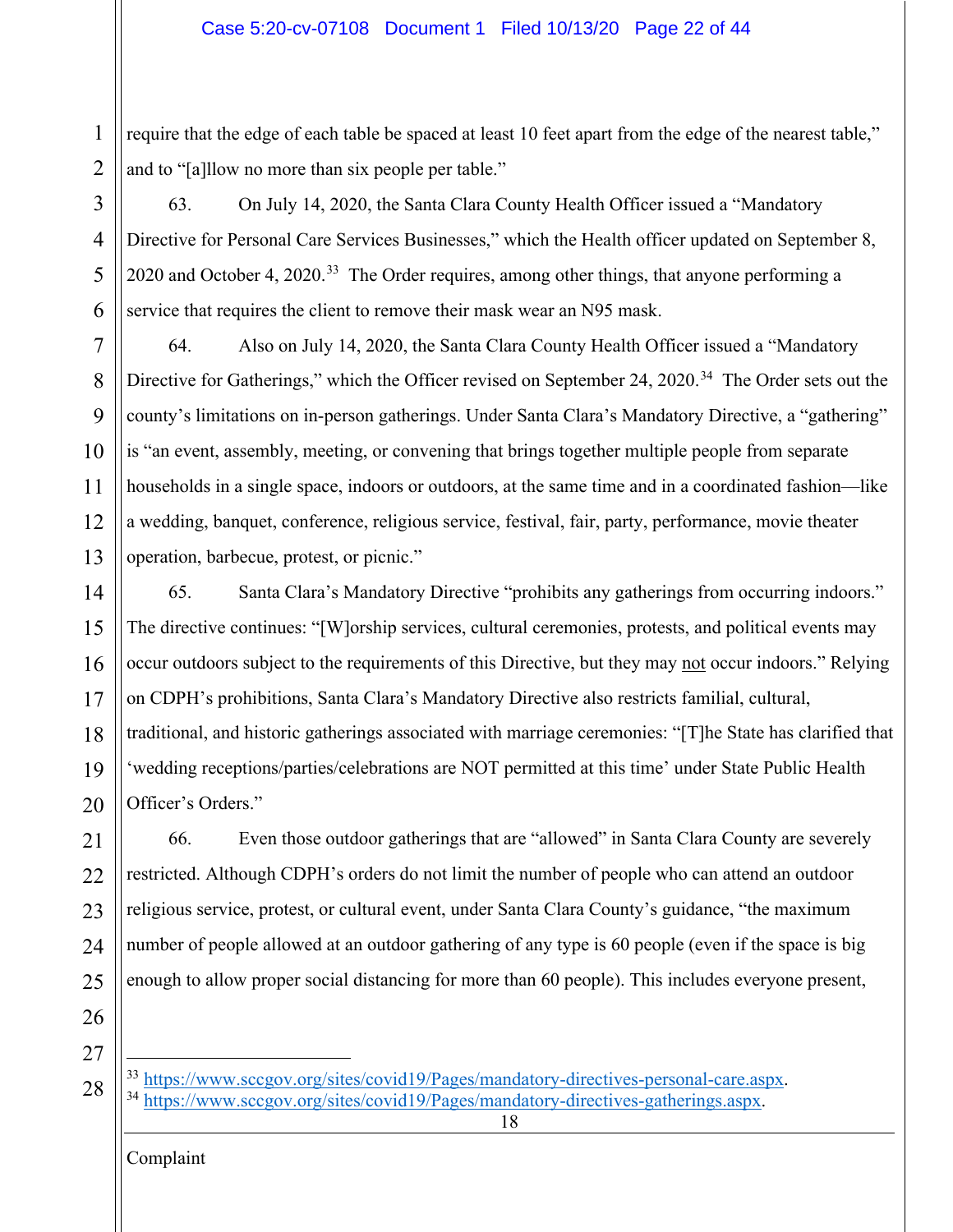require that the edge of each table be spaced at least 10 feet apart from the edge of the nearest table," and to "[a]llow no more than six people per table."

63. On July 14, 2020, the Santa Clara County Health Officer issued a "Mandatory Directive for Personal Care Services Businesses," which the Health officer updated on September 8, 2020 and October 4, 2020.[33] The Order requires, among other things, that anyone performing a service that requires the client to remove their mask wear an N95 mask.

64. Also on July 14, 2020, the Santa Clara County Health Officer issued a "Mandatory Directive for Gatherings," which the Officer revised on September 24, 2020.[34] The Order sets out the county's limitations on in-person gatherings. Under Santa Clara's Mandatory Directive, a "gathering" is "an event, assembly, meeting, or convening that brings together multiple people from separate households in a single space, indoors or outdoors, at the same time and in a coordinated fashion—like a wedding, banquet, conference, religious service, festival, fair, party, performance, movie theater operation, barbecue, protest, or picnic."

65. Santa Clara's Mandatory Directive "prohibits any gatherings from occurring indoors." The directive continues: "[W]orship services, cultural ceremonies, protests, and political events may occur outdoors subject to the requirements of this Directive, but they may not occur indoors." Relying on CDPH's prohibitions, Santa Clara's Mandatory Directive also restricts familial, cultural, traditional, and historic gatherings associated with marriage ceremonies: "[T]he State has clarified that 'wedding receptions/parties/celebrations are NOT permitted at this time' under State Public Health Officer's Orders."

66. Even those outdoor gatherings that are "allowed" in Santa Clara County are severely restricted. Although CDPH's orders do not limit the number of people who can attend an outdoor religious service, protest, or cultural event, under Santa Clara County's guidance, "the maximum number of people allowed at an outdoor gathering of any type is 60 people (even if the space is big enough to allow proper social distancing for more than 60 people). This includes everyone present,

---

[33] https://www.sccgov.org/sites/covid19/Pages/mandatory-directives-personal-care.aspx.

[34] https://www.sccgov.org/sites/covid19/Pages/mandatory-directives-gatherings.aspx.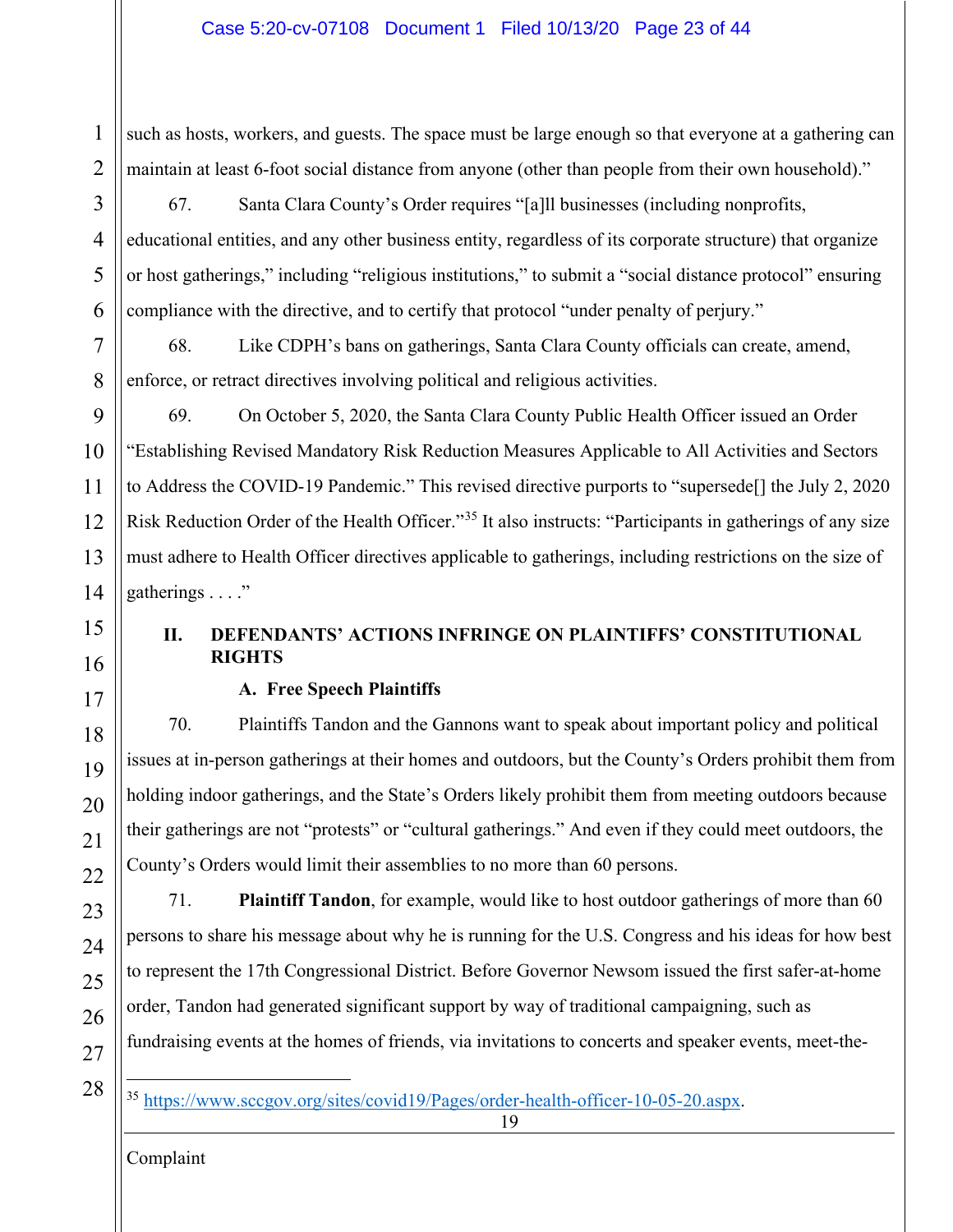such as hosts, workers, and guests. The space must be large enough so that everyone at a gathering can maintain at least 6-foot social distance from anyone (other than people from their own household)."

67. Santa Clara County's Order requires "[a]ll businesses (including nonprofits, educational entities, and any other business entity, regardless of its corporate structure) that organize or host gatherings," including "religious institutions," to submit a "social distance protocol" ensuring compliance with the directive, and to certify that protocol "under penalty of perjury."

68. Like CDPH's bans on gatherings, Santa Clara County officials can create, amend, enforce, or retract directives involving political and religious activities.

69. On October 5, 2020, the Santa Clara County Public Health Officer issued an Order "Establishing Revised Mandatory Risk Reduction Measures Applicable to All Activities and Sectors to Address the COVID-19 Pandemic." This revised directive purports to "supersede[] the July 2, 2020 Risk Reduction Order of the Health Officer."[35] It also instructs: "Participants in gatherings of any size must adhere to Health Officer directives applicable to gatherings, including restrictions on the size of gatherings . . . ."

## II. DEFENDANTS' ACTIONS INFRINGE ON PLAINTIFFS' CONSTITUTIONAL RIGHTS

### A. Free Speech Plaintiffs

70. Plaintiffs Tandon and the Gannons want to speak about important policy and political issues at in-person gatherings at their homes and outdoors, but the County's Orders prohibit them from holding indoor gatherings, and the State's Orders likely prohibit them from meeting outdoors because their gatherings are not "protests" or "cultural gatherings." And even if they could meet outdoors, the County's Orders would limit their assemblies to no more than 60 persons.

71. **Plaintiff Tandon**, for example, would like to host outdoor gatherings of more than 60 persons to share his message about why he is running for the U.S. Congress and his ideas for how best to represent the 17th Congressional District. Before Governor Newsom issued the first safer-at-home order, Tandon had generated significant support by way of traditional campaigning, such as fundraising events at the homes of friends, via invitations to concerts and speaker events, meet-the-

---

[35] https://www.sccgov.org/sites/covid19/Pages/order-health-officer-10-05-20.aspx.

Complaint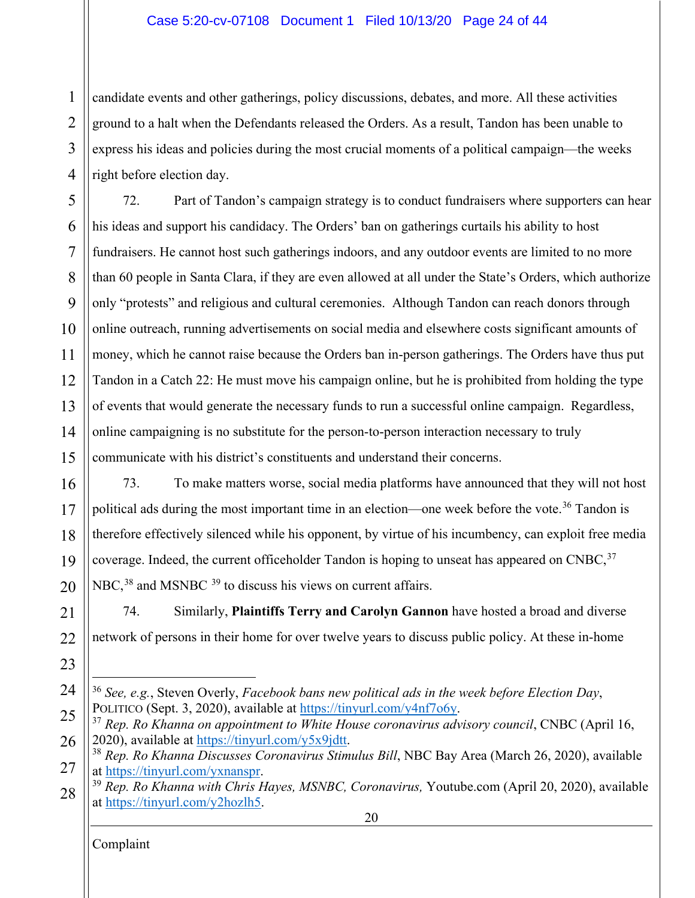candidate events and other gatherings, policy discussions, debates, and more. All these activities ground to a halt when the Defendants released the Orders. As a result, Tandon has been unable to express his ideas and policies during the most crucial moments of a political campaign—the weeks right before election day.

72. Part of Tandon's campaign strategy is to conduct fundraisers where supporters can hear his ideas and support his candidacy. The Orders' ban on gatherings curtails his ability to host fundraisers. He cannot host such gatherings indoors, and any outdoor events are limited to no more than 60 people in Santa Clara, if they are even allowed at all under the State's Orders, which authorize only "protests" and religious and cultural ceremonies. Although Tandon can reach donors through online outreach, running advertisements on social media and elsewhere costs significant amounts of money, which he cannot raise because the Orders ban in-person gatherings. The Orders have thus put Tandon in a Catch 22: He must move his campaign online, but he is prohibited from holding the type of events that would generate the necessary funds to run a successful online campaign. Regardless, online campaigning is no substitute for the person-to-person interaction necessary to truly communicate with his district's constituents and understand their concerns.

73. To make matters worse, social media platforms have announced that they will not host political ads during the most important time in an election—one week before the vote.[36] Tandon is therefore effectively silenced while his opponent, by virtue of his incumbency, can exploit free media coverage. Indeed, the current officeholder Tandon is hoping to unseat has appeared on CNBC,[37] NBC,[38] and MSNBC [39] to discuss his views on current affairs.

74. Similarly, **Plaintiffs Terry and Carolyn Gannon** have hosted a broad and diverse network of persons in their home for over twelve years to discuss public policy. At these in-home

---

[36] *See, e.g.*, Steven Overly, *Facebook bans new political ads in the week before Election Day*, POLITICO (Sept. 3, 2020), available at https://tinyurl.com/y4nf7o6y.

[37] *Rep. Ro Khanna on appointment to White House coronavirus advisory council*, CNBC (April 16, 2020), available at https://tinyurl.com/y5x9jdtt.

[38] *Rep. Ro Khanna Discusses Coronavirus Stimulus Bill*, NBC Bay Area (March 26, 2020), available at https://tinyurl.com/yxnanspr.

[39] *Rep. Ro Khanna with Chris Hayes, MSNBC, Coronavirus,* Youtube.com (April 20, 2020), available at https://tinyurl.com/y2hozlh5.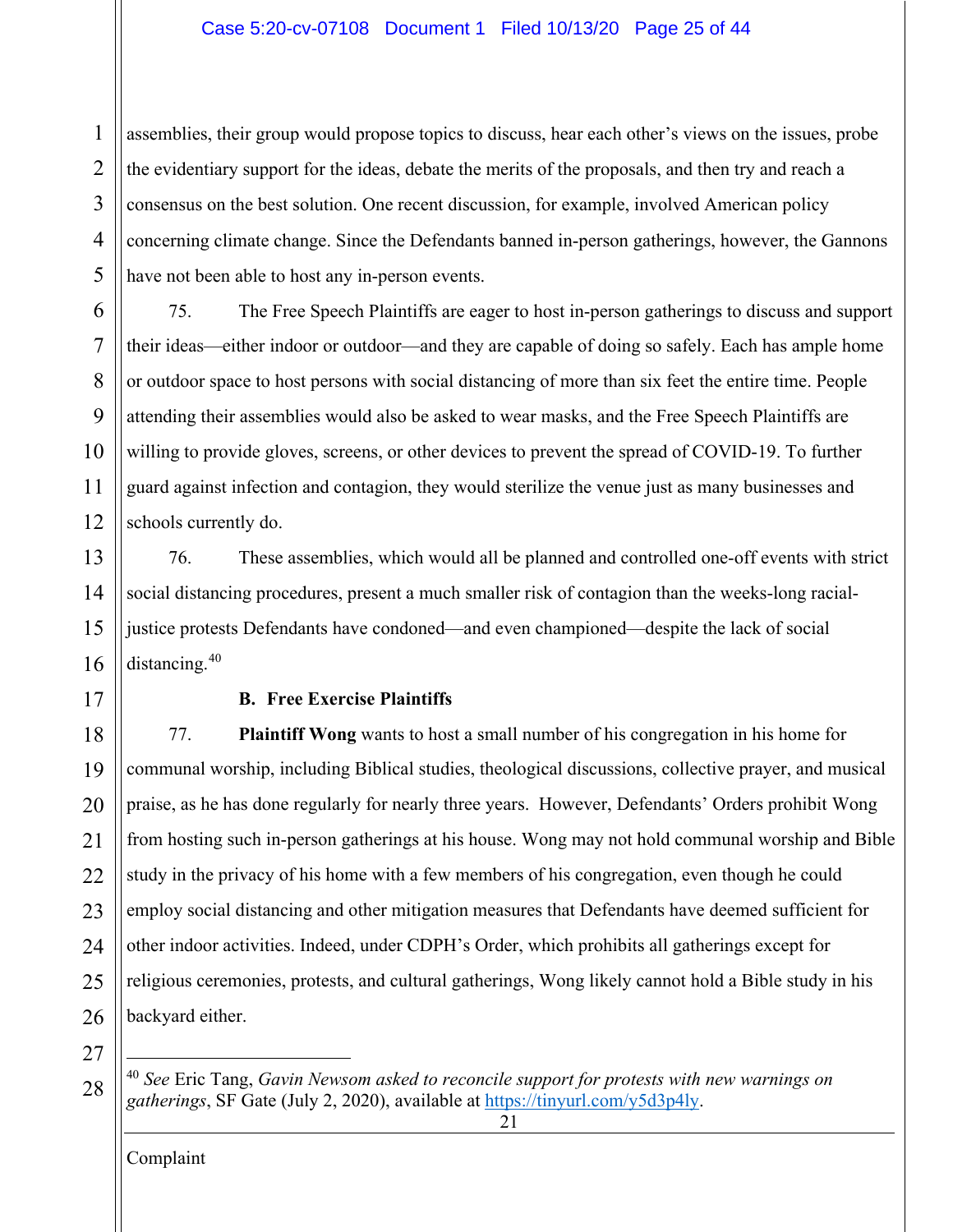assemblies, their group would propose topics to discuss, hear each other's views on the issues, probe the evidentiary support for the ideas, debate the merits of the proposals, and then try and reach a consensus on the best solution. One recent discussion, for example, involved American policy concerning climate change. Since the Defendants banned in-person gatherings, however, the Gannons have not been able to host any in-person events.

75. The Free Speech Plaintiffs are eager to host in-person gatherings to discuss and support their ideas—either indoor or outdoor—and they are capable of doing so safely. Each has ample home or outdoor space to host persons with social distancing of more than six feet the entire time. People attending their assemblies would also be asked to wear masks, and the Free Speech Plaintiffs are willing to provide gloves, screens, or other devices to prevent the spread of COVID-19. To further guard against infection and contagion, they would sterilize the venue just as many businesses and schools currently do.

76. These assemblies, which would all be planned and controlled one-off events with strict social distancing procedures, present a much smaller risk of contagion than the weeks-long racial-justice protests Defendants have condoned—and even championed—despite the lack of social distancing.[40]

**B. Free Exercise Plaintiffs**

77. **Plaintiff Wong** wants to host a small number of his congregation in his home for communal worship, including Biblical studies, theological discussions, collective prayer, and musical praise, as he has done regularly for nearly three years. However, Defendants' Orders prohibit Wong from hosting such in-person gatherings at his house. Wong may not hold communal worship and Bible study in the privacy of his home with a few members of his congregation, even though he could employ social distancing and other mitigation measures that Defendants have deemed sufficient for other indoor activities. Indeed, under CDPH's Order, which prohibits all gatherings except for religious ceremonies, protests, and cultural gatherings, Wong likely cannot hold a Bible study in his backyard either.

---

[40] *See* Eric Tang, *Gavin Newsom asked to reconcile support for protests with new warnings on gatherings*, SF Gate (July 2, 2020), available at https://tinyurl.com/y5d3p4ly.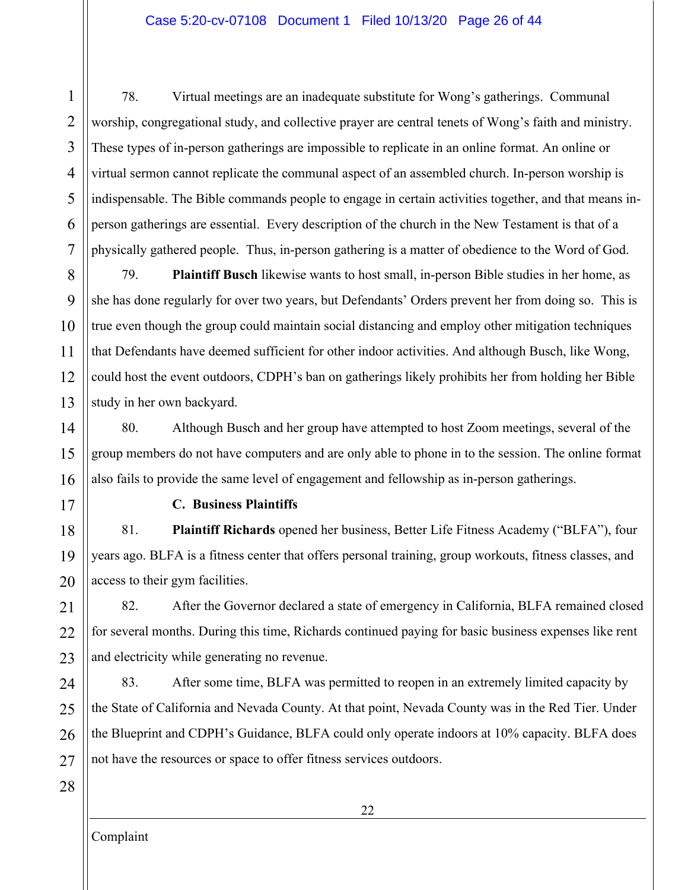78. Virtual meetings are an inadequate substitute for Wong's gatherings. Communal worship, congregational study, and collective prayer are central tenets of Wong's faith and ministry. These types of in-person gatherings are impossible to replicate in an online format. An online or virtual sermon cannot replicate the communal aspect of an assembled church. In-person worship is indispensable. The Bible commands people to engage in certain activities together, and that means in-person gatherings are essential. Every description of the church in the New Testament is that of a physically gathered people. Thus, in-person gathering is a matter of obedience to the Word of God.

79. **Plaintiff Busch** likewise wants to host small, in-person Bible studies in her home, as she has done regularly for over two years, but Defendants' Orders prevent her from doing so. This is true even though the group could maintain social distancing and employ other mitigation techniques that Defendants have deemed sufficient for other indoor activities. And although Busch, like Wong, could host the event outdoors, CDPH's ban on gatherings likely prohibits her from holding her Bible study in her own backyard.

80. Although Busch and her group have attempted to host Zoom meetings, several of the group members do not have computers and are only able to phone in to the session. The online format also fails to provide the same level of engagement and fellowship as in-person gatherings.

### C. Business Plaintiffs

81. **Plaintiff Richards** opened her business, Better Life Fitness Academy ("BLFA"), four years ago. BLFA is a fitness center that offers personal training, group workouts, fitness classes, and access to their gym facilities.

82. After the Governor declared a state of emergency in California, BLFA remained closed for several months. During this time, Richards continued paying for basic business expenses like rent and electricity while generating no revenue.

83. After some time, BLFA was permitted to reopen in an extremely limited capacity by the State of California and Nevada County. At that point, Nevada County was in the Red Tier. Under the Blueprint and CDPH's Guidance, BLFA could only operate indoors at 10% capacity. BLFA does not have the resources or space to offer fitness services outdoors.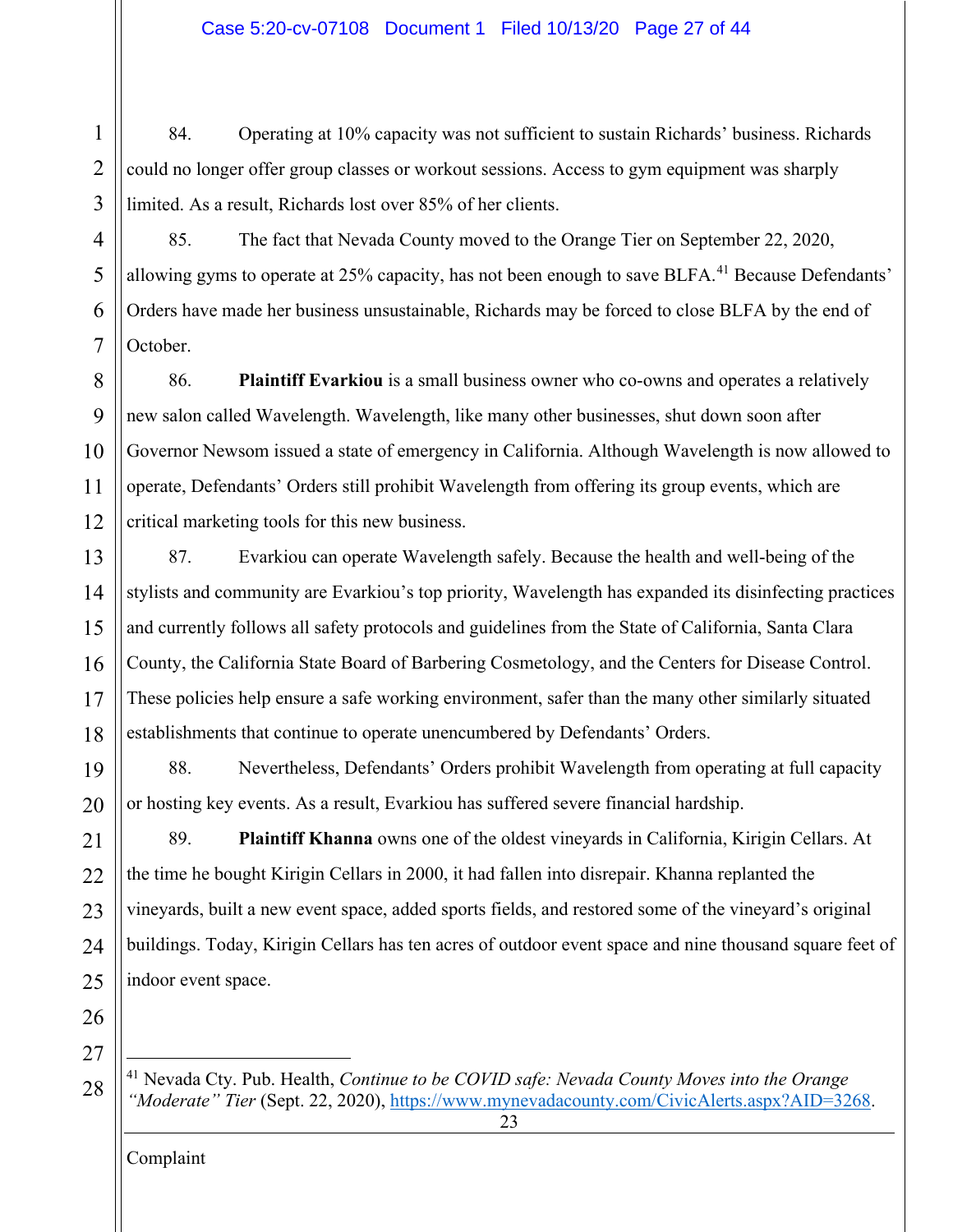84. Operating at 10% capacity was not sufficient to sustain Richards' business. Richards could no longer offer group classes or workout sessions. Access to gym equipment was sharply limited. As a result, Richards lost over 85% of her clients.

85. The fact that Nevada County moved to the Orange Tier on September 22, 2020, allowing gyms to operate at 25% capacity, has not been enough to save BLFA.[41] Because Defendants' Orders have made her business unsustainable, Richards may be forced to close BLFA by the end of October.

86. **Plaintiff Evarkiou** is a small business owner who co-owns and operates a relatively new salon called Wavelength. Wavelength, like many other businesses, shut down soon after Governor Newsom issued a state of emergency in California. Although Wavelength is now allowed to operate, Defendants' Orders still prohibit Wavelength from offering its group events, which are critical marketing tools for this new business.

87. Evarkiou can operate Wavelength safely. Because the health and well-being of the stylists and community are Evarkiou's top priority, Wavelength has expanded its disinfecting practices and currently follows all safety protocols and guidelines from the State of California, Santa Clara County, the California State Board of Barbering Cosmetology, and the Centers for Disease Control. These policies help ensure a safe working environment, safer than the many other similarly situated establishments that continue to operate unencumbered by Defendants' Orders.

88. Nevertheless, Defendants' Orders prohibit Wavelength from operating at full capacity or hosting key events. As a result, Evarkiou has suffered severe financial hardship.

89. **Plaintiff Khanna** owns one of the oldest vineyards in California, Kirigin Cellars. At the time he bought Kirigin Cellars in 2000, it had fallen into disrepair. Khanna replanted the vineyards, built a new event space, added sports fields, and restored some of the vineyard's original buildings. Today, Kirigin Cellars has ten acres of outdoor event space and nine thousand square feet of indoor event space.

---

[41] Nevada Cty. Pub. Health, *Continue to be COVID safe: Nevada County Moves into the Orange "Moderate" Tier* (Sept. 22, 2020), https://www.mynevadacounty.com/CivicAlerts.aspx?AID=3268.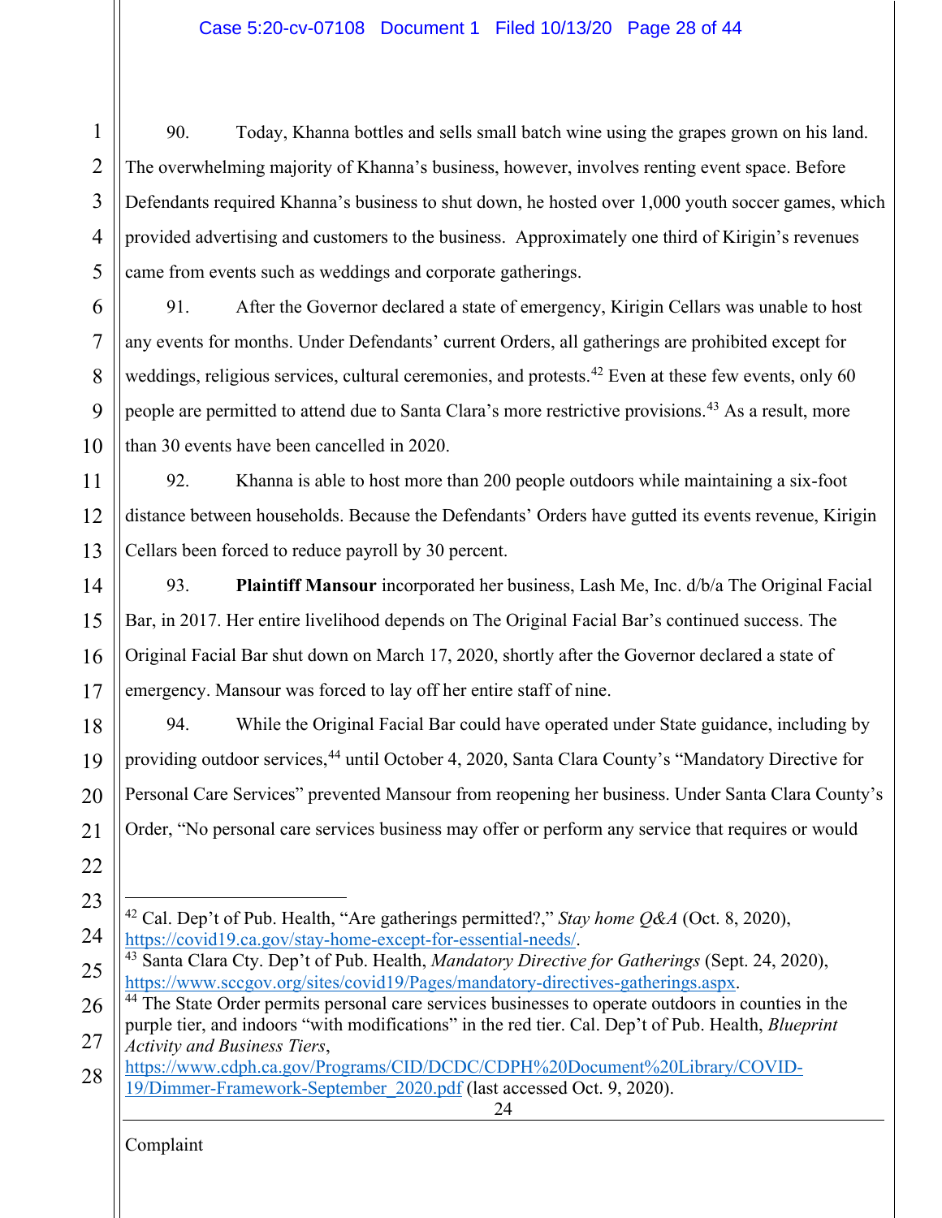90. Today, Khanna bottles and sells small batch wine using the grapes grown on his land. The overwhelming majority of Khanna's business, however, involves renting event space. Before Defendants required Khanna's business to shut down, he hosted over 1,000 youth soccer games, which provided advertising and customers to the business. Approximately one third of Kirigin's revenues came from events such as weddings and corporate gatherings.

91. After the Governor declared a state of emergency, Kirigin Cellars was unable to host any events for months. Under Defendants' current Orders, all gatherings are prohibited except for weddings, religious services, cultural ceremonies, and protests.[42] Even at these few events, only 60 people are permitted to attend due to Santa Clara's more restrictive provisions.[43] As a result, more than 30 events have been cancelled in 2020.

92. Khanna is able to host more than 200 people outdoors while maintaining a six-foot distance between households. Because the Defendants' Orders have gutted its events revenue, Kirigin Cellars been forced to reduce payroll by 30 percent.

93. **Plaintiff Mansour** incorporated her business, Lash Me, Inc. d/b/a The Original Facial Bar, in 2017. Her entire livelihood depends on The Original Facial Bar's continued success. The Original Facial Bar shut down on March 17, 2020, shortly after the Governor declared a state of emergency. Mansour was forced to lay off her entire staff of nine.

94. While the Original Facial Bar could have operated under State guidance, including by providing outdoor services,[44] until October 4, 2020, Santa Clara County's "Mandatory Directive for Personal Care Services" prevented Mansour from reopening her business. Under Santa Clara County's Order, "No personal care services business may offer or perform any service that requires or would

---

[42] Cal. Dep't of Pub. Health, "Are gatherings permitted?," *Stay home Q&A* (Oct. 8, 2020), https://covid19.ca.gov/stay-home-except-for-essential-needs/.

[43] Santa Clara Cty. Dep't of Pub. Health, *Mandatory Directive for Gatherings* (Sept. 24, 2020), https://www.sccgov.org/sites/covid19/Pages/mandatory-directives-gatherings.aspx.

[44] The State Order permits personal care services businesses to operate outdoors in counties in the purple tier, and indoors "with modifications" in the red tier. Cal. Dep't of Pub. Health, *Blueprint Activity and Business Tiers*, https://www.cdph.ca.gov/Programs/CID/DCDC/CDPH%20Document%20Library/COVID-19/Dimmer-Framework-September_2020.pdf (last accessed Oct. 9, 2020).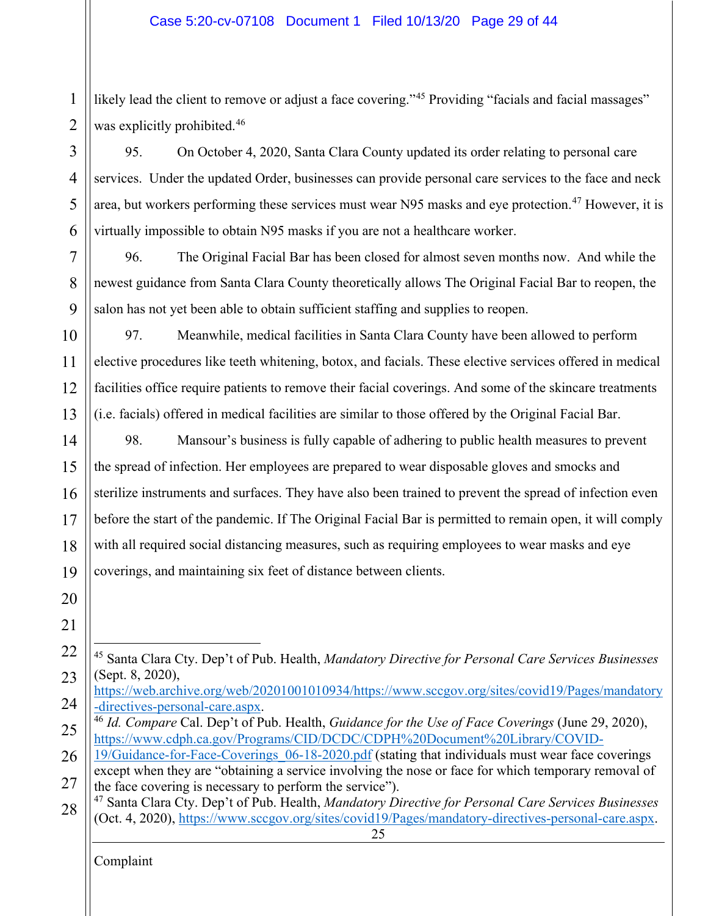likely lead the client to remove or adjust a face covering."[45] Providing "facials and facial massages" was explicitly prohibited.[46]

95. On October 4, 2020, Santa Clara County updated its order relating to personal care services. Under the updated Order, businesses can provide personal care services to the face and neck area, but workers performing these services must wear N95 masks and eye protection.[47] However, it is virtually impossible to obtain N95 masks if you are not a healthcare worker.

96. The Original Facial Bar has been closed for almost seven months now. And while the newest guidance from Santa Clara County theoretically allows The Original Facial Bar to reopen, the salon has not yet been able to obtain sufficient staffing and supplies to reopen.

97. Meanwhile, medical facilities in Santa Clara County have been allowed to perform elective procedures like teeth whitening, botox, and facials. These elective services offered in medical facilities office require patients to remove their facial coverings. And some of the skincare treatments (i.e. facials) offered in medical facilities are similar to those offered by the Original Facial Bar.

98. Mansour's business is fully capable of adhering to public health measures to prevent the spread of infection. Her employees are prepared to wear disposable gloves and smocks and sterilize instruments and surfaces. They have also been trained to prevent the spread of infection even before the start of the pandemic. If The Original Facial Bar is permitted to remain open, it will comply with all required social distancing measures, such as requiring employees to wear masks and eye coverings, and maintaining six feet of distance between clients.

---

[45] Santa Clara Cty. Dep't of Pub. Health, *Mandatory Directive for Personal Care Services Businesses* (Sept. 8, 2020), https://web.archive.org/web/20201001010934/https://www.sccgov.org/sites/covid19/Pages/mandatory-directives-personal-care.aspx.

[46] *Id. Compare* Cal. Dep't of Pub. Health, *Guidance for the Use of Face Coverings* (June 29, 2020), https://www.cdph.ca.gov/Programs/CID/DCDC/CDPH%20Document%20Library/COVID-19/Guidance-for-Face-Coverings_06-18-2020.pdf (stating that individuals must wear face coverings except when they are "obtaining a service involving the nose or face for which temporary removal of the face covering is necessary to perform the service").

[47] Santa Clara Cty. Dep't of Pub. Health, *Mandatory Directive for Personal Care Services Businesses* (Oct. 4, 2020), https://www.sccgov.org/sites/covid19/Pages/mandatory-directives-personal-care.aspx.

Complaint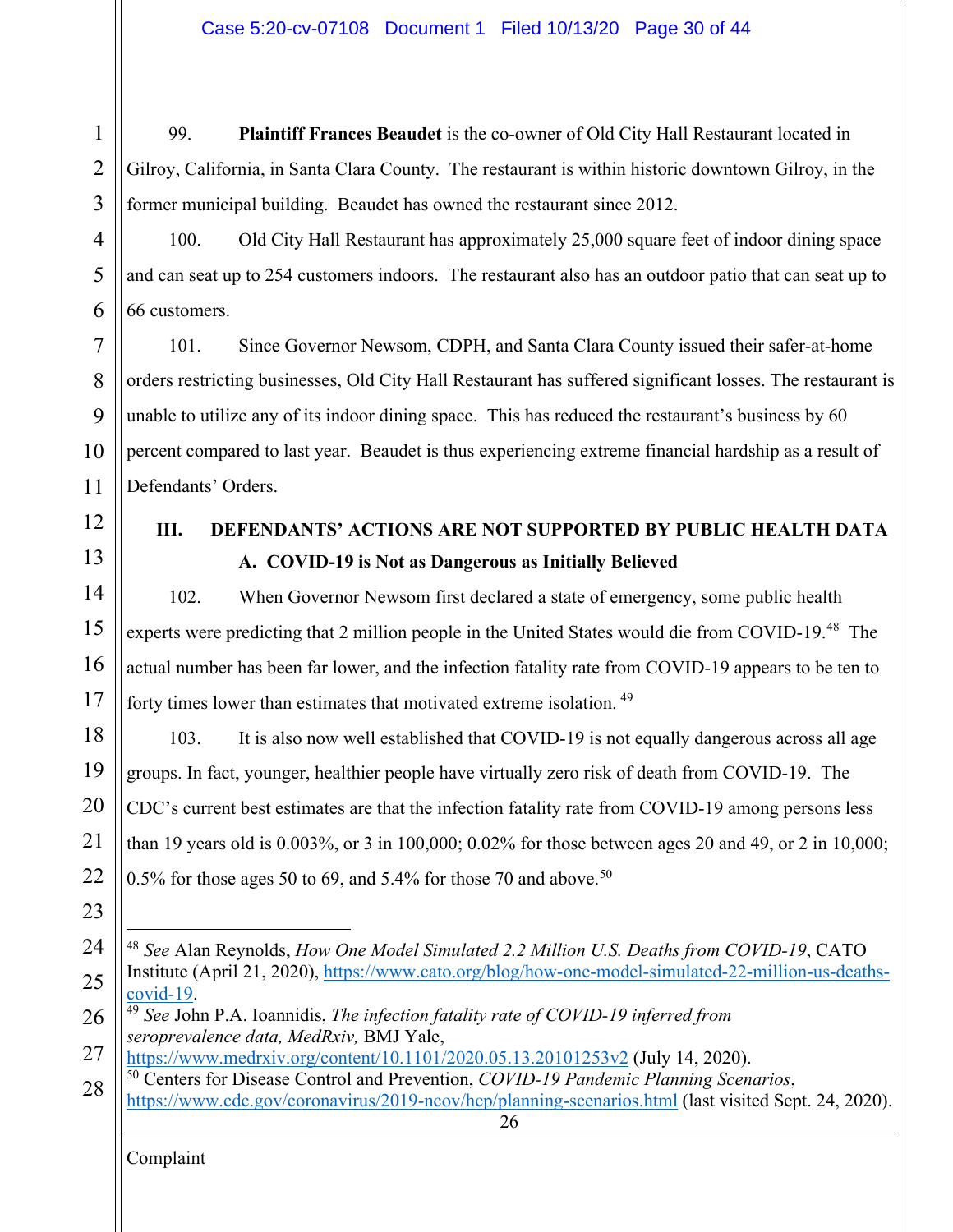99. **Plaintiff Frances Beaudet** is the co-owner of Old City Hall Restaurant located in Gilroy, California, in Santa Clara County. The restaurant is within historic downtown Gilroy, in the former municipal building. Beaudet has owned the restaurant since 2012.

100. Old City Hall Restaurant has approximately 25,000 square feet of indoor dining space and can seat up to 254 customers indoors. The restaurant also has an outdoor patio that can seat up to 66 customers.

101. Since Governor Newsom, CDPH, and Santa Clara County issued their safer-at-home orders restricting businesses, Old City Hall Restaurant has suffered significant losses. The restaurant is unable to utilize any of its indoor dining space. This has reduced the restaurant's business by 60 percent compared to last year. Beaudet is thus experiencing extreme financial hardship as a result of Defendants' Orders.

## III. DEFENDANTS' ACTIONS ARE NOT SUPPORTED BY PUBLIC HEALTH DATA

### A. COVID-19 is Not as Dangerous as Initially Believed

102. When Governor Newsom first declared a state of emergency, some public health experts were predicting that 2 million people in the United States would die from COVID-19.[48] The actual number has been far lower, and the infection fatality rate from COVID-19 appears to be ten to forty times lower than estimates that motivated extreme isolation.[49]

103. It is also now well established that COVID-19 is not equally dangerous across all age groups. In fact, younger, healthier people have virtually zero risk of death from COVID-19. The CDC's current best estimates are that the infection fatality rate from COVID-19 among persons less than 19 years old is 0.003%, or 3 in 100,000; 0.02% for those between ages 20 and 49, or 2 in 10,000; 0.5% for those ages 50 to 69, and 5.4% for those 70 and above.[50]

---

[48] *See* Alan Reynolds, *How One Model Simulated 2.2 Million U.S. Deaths from COVID-19*, CATO Institute (April 21, 2020), https://www.cato.org/blog/how-one-model-simulated-22-million-us-deaths-covid-19.

[49] *See* John P.A. Ioannidis, *The infection fatality rate of COVID-19 inferred from seroprevalence data, MedRxiv,* BMJ Yale, https://www.medrxiv.org/content/10.1101/2020.05.13.20101253v2 (July 14, 2020).

[50] Centers for Disease Control and Prevention, *COVID-19 Pandemic Planning Scenarios*, https://www.cdc.gov/coronavirus/2019-ncov/hcp/planning-scenarios.html (last visited Sept. 24, 2020).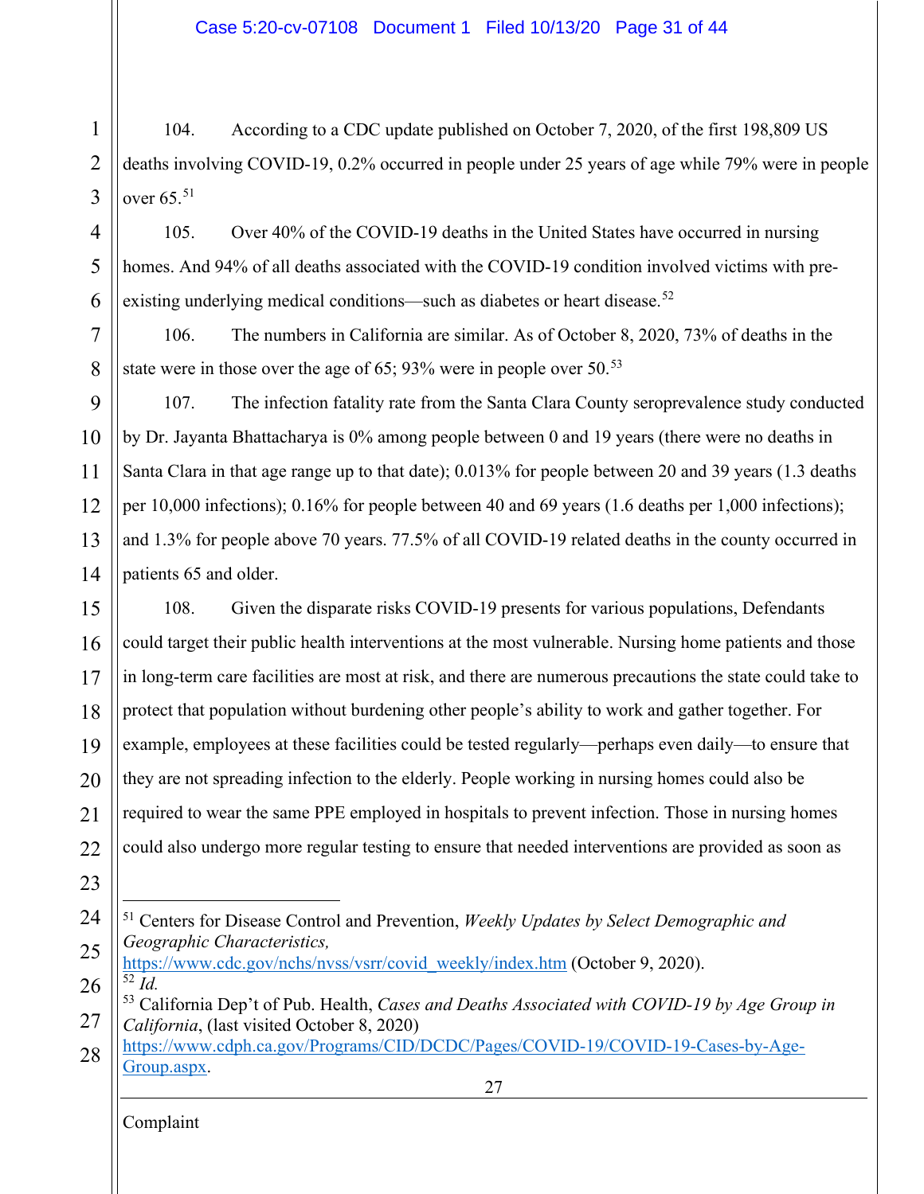104. According to a CDC update published on October 7, 2020, of the first 198,809 US deaths involving COVID-19, 0.2% occurred in people under 25 years of age while 79% were in people over 65.[51]

105. Over 40% of the COVID-19 deaths in the United States have occurred in nursing homes. And 94% of all deaths associated with the COVID-19 condition involved victims with pre-existing underlying medical conditions—such as diabetes or heart disease.[52]

106. The numbers in California are similar. As of October 8, 2020, 73% of deaths in the state were in those over the age of 65; 93% were in people over 50.[53]

107. The infection fatality rate from the Santa Clara County seroprevalence study conducted by Dr. Jayanta Bhattacharya is 0% among people between 0 and 19 years (there were no deaths in Santa Clara in that age range up to that date); 0.013% for people between 20 and 39 years (1.3 deaths per 10,000 infections); 0.16% for people between 40 and 69 years (1.6 deaths per 1,000 infections); and 1.3% for people above 70 years. 77.5% of all COVID-19 related deaths in the county occurred in patients 65 and older.

108. Given the disparate risks COVID-19 presents for various populations, Defendants could target their public health interventions at the most vulnerable. Nursing home patients and those in long-term care facilities are most at risk, and there are numerous precautions the state could take to protect that population without burdening other people's ability to work and gather together. For example, employees at these facilities could be tested regularly—perhaps even daily—to ensure that they are not spreading infection to the elderly. People working in nursing homes could also be required to wear the same PPE employed in hospitals to prevent infection. Those in nursing homes could also undergo more regular testing to ensure that needed interventions are provided as soon as

---

[51] Centers for Disease Control and Prevention, *Weekly Updates by Select Demographic and Geographic Characteristics,* https://www.cdc.gov/nchs/nvss/vsrr/covid_weekly/index.htm (October 9, 2020).

[52] *Id.*

[53] California Dep't of Pub. Health, *Cases and Deaths Associated with COVID-19 by Age Group in California*, (last visited October 8, 2020) https://www.cdph.ca.gov/Programs/CID/DCDC/Pages/COVID-19/COVID-19-Cases-by-Age-Group.aspx.

Complaint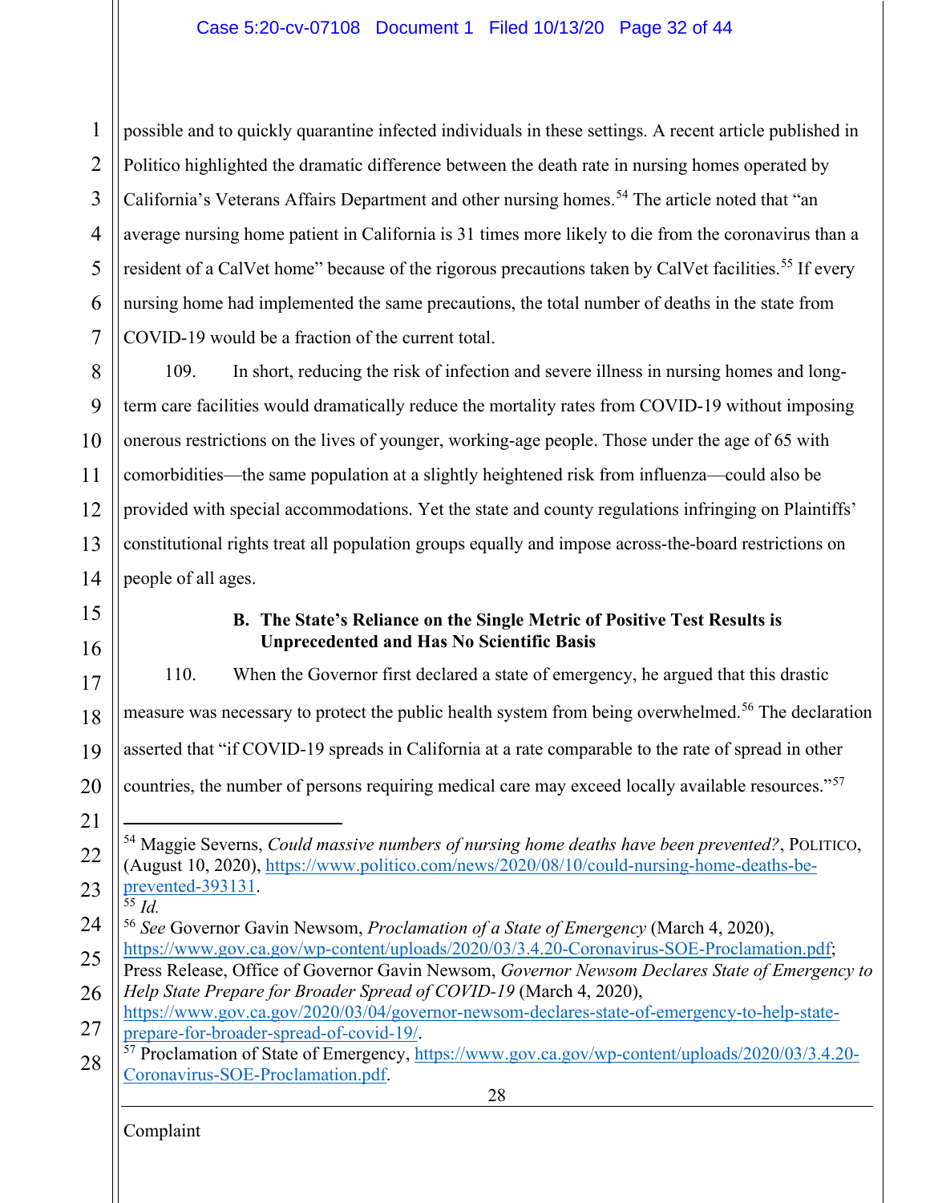possible and to quickly quarantine infected individuals in these settings. A recent article published in Politico highlighted the dramatic difference between the death rate in nursing homes operated by California's Veterans Affairs Department and other nursing homes.[54] The article noted that "an average nursing home patient in California is 31 times more likely to die from the coronavirus than a resident of a CalVet home" because of the rigorous precautions taken by CalVet facilities.[55] If every nursing home had implemented the same precautions, the total number of deaths in the state from COVID-19 would be a fraction of the current total.

109. In short, reducing the risk of infection and severe illness in nursing homes and long-term care facilities would dramatically reduce the mortality rates from COVID-19 without imposing onerous restrictions on the lives of younger, working-age people. Those under the age of 65 with comorbidities—the same population at a slightly heightened risk from influenza—could also be provided with special accommodations. Yet the state and county regulations infringing on Plaintiffs' constitutional rights treat all population groups equally and impose across-the-board restrictions on people of all ages.

### B. The State's Reliance on the Single Metric of Positive Test Results is Unprecedented and Has No Scientific Basis

110. When the Governor first declared a state of emergency, he argued that this drastic measure was necessary to protect the public health system from being overwhelmed.[56] The declaration asserted that "if COVID-19 spreads in California at a rate comparable to the rate of spread in other countries, the number of persons requiring medical care may exceed locally available resources."[57]

---

[54] Maggie Severns, *Could massive numbers of nursing home deaths have been prevented?*, POLITICO, (August 10, 2020), https://www.politico.com/news/2020/08/10/could-nursing-home-deaths-be-prevented-393131.

[55] *Id.*

[56] *See* Governor Gavin Newsom, *Proclamation of a State of Emergency* (March 4, 2020), https://www.gov.ca.gov/wp-content/uploads/2020/03/3.4.20-Coronavirus-SOE-Proclamation.pdf; Press Release, Office of Governor Gavin Newsom, *Governor Newsom Declares State of Emergency to Help State Prepare for Broader Spread of COVID-19* (March 4, 2020), https://www.gov.ca.gov/2020/03/04/governor-newsom-declares-state-of-emergency-to-help-state-prepare-for-broader-spread-of-covid-19/.

[57] Proclamation of State of Emergency, https://www.gov.ca.gov/wp-content/uploads/2020/03/3.4.20-Coronavirus-SOE-Proclamation.pdf.

Complaint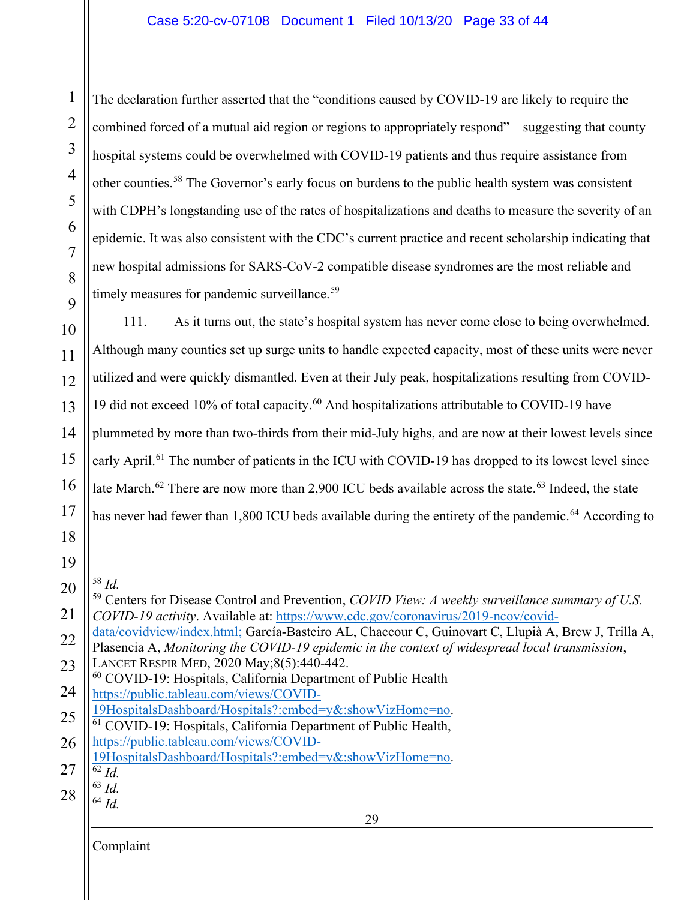The declaration further asserted that the "conditions caused by COVID-19 are likely to require the combined forced of a mutual aid region or regions to appropriately respond"—suggesting that county hospital systems could be overwhelmed with COVID-19 patients and thus require assistance from other counties.[58] The Governor's early focus on burdens to the public health system was consistent with CDPH's longstanding use of the rates of hospitalizations and deaths to measure the severity of an epidemic. It was also consistent with the CDC's current practice and recent scholarship indicating that new hospital admissions for SARS-CoV-2 compatible disease syndromes are the most reliable and timely measures for pandemic surveillance.[59]

111. As it turns out, the state's hospital system has never come close to being overwhelmed. Although many counties set up surge units to handle expected capacity, most of these units were never utilized and were quickly dismantled. Even at their July peak, hospitalizations resulting from COVID-19 did not exceed 10% of total capacity.[60] And hospitalizations attributable to COVID-19 have plummeted by more than two-thirds from their mid-July highs, and are now at their lowest levels since early April.[61] The number of patients in the ICU with COVID-19 has dropped to its lowest level since late March.[62] There are now more than 2,900 ICU beds available across the state.[63] Indeed, the state has never had fewer than 1,800 ICU beds available during the entirety of the pandemic.[64] According to

---

[58] *Id.*

[59] Centers for Disease Control and Prevention, *COVID View: A weekly surveillance summary of U.S. COVID-19 activity*. Available at: https://www.cdc.gov/coronavirus/2019-ncov/covid-data/covidview/index.html; García-Basteiro AL, Chaccour C, Guinovart C, Llupià A, Brew J, Trilla A, Plasencia A, *Monitoring the COVID-19 epidemic in the context of widespread local transmission*, LANCET RESPIR MED, 2020 May;8(5):440-442.

[60] COVID-19: Hospitals, California Department of Public Health https://public.tableau.com/views/COVID-19HospitalsDashboard/Hospitals?:embed=y&:showVizHome=no.

[61] COVID-19: Hospitals, California Department of Public Health, https://public.tableau.com/views/COVID-19HospitalsDashboard/Hospitals?:embed=y&:showVizHome=no.

[62] *Id.*

[63] *Id.*

[64] *Id.*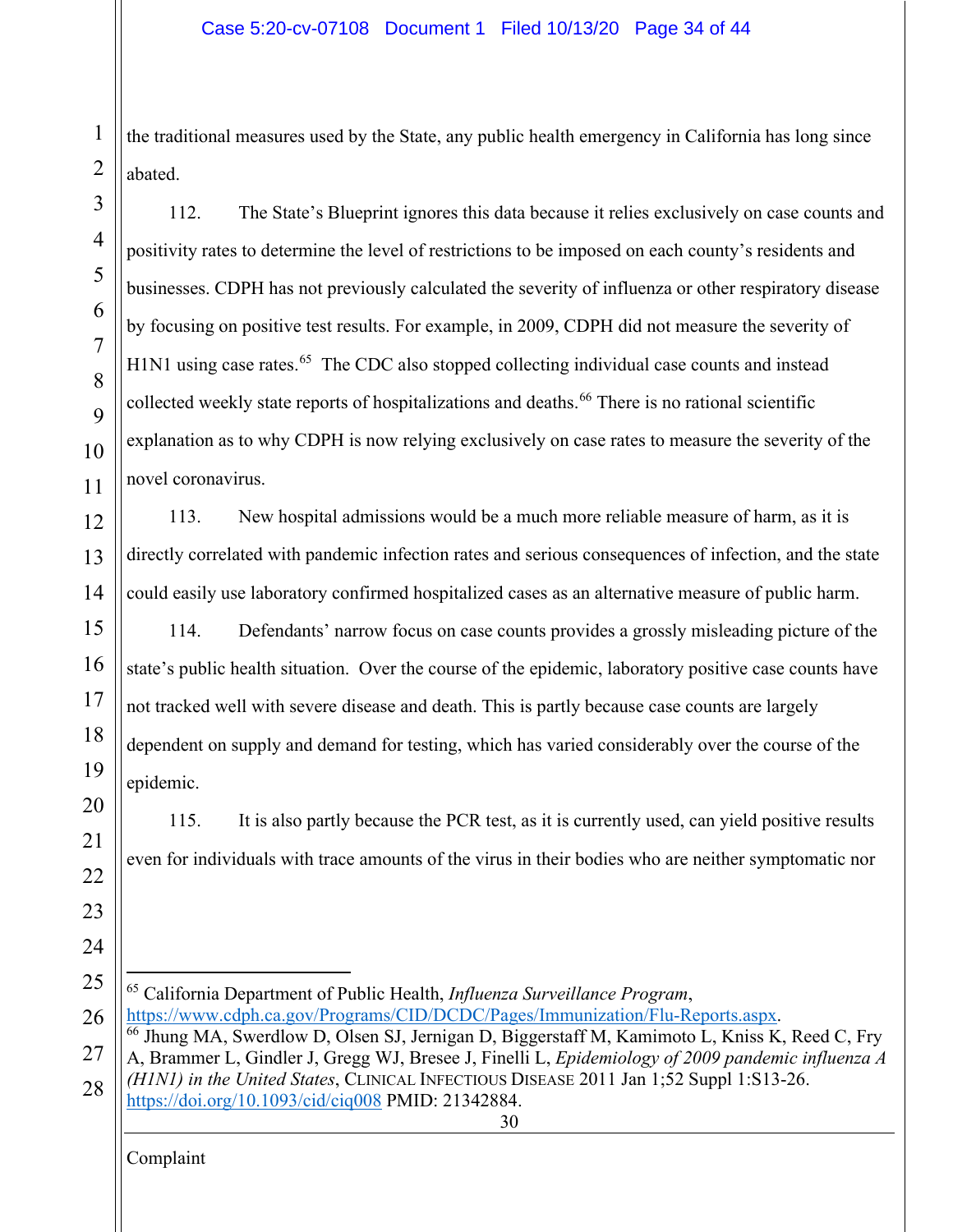the traditional measures used by the State, any public health emergency in California has long since abated.

112. The State's Blueprint ignores this data because it relies exclusively on case counts and positivity rates to determine the level of restrictions to be imposed on each county's residents and businesses. CDPH has not previously calculated the severity of influenza or other respiratory disease by focusing on positive test results. For example, in 2009, CDPH did not measure the severity of H1N1 using case rates.[65] The CDC also stopped collecting individual case counts and instead collected weekly state reports of hospitalizations and deaths.[66] There is no rational scientific explanation as to why CDPH is now relying exclusively on case rates to measure the severity of the novel coronavirus.

113. New hospital admissions would be a much more reliable measure of harm, as it is directly correlated with pandemic infection rates and serious consequences of infection, and the state could easily use laboratory confirmed hospitalized cases as an alternative measure of public harm.

114. Defendants' narrow focus on case counts provides a grossly misleading picture of the state's public health situation. Over the course of the epidemic, laboratory positive case counts have not tracked well with severe disease and death. This is partly because case counts are largely dependent on supply and demand for testing, which has varied considerably over the course of the epidemic.

115. It is also partly because the PCR test, as it is currently used, can yield positive results even for individuals with trace amounts of the virus in their bodies who are neither symptomatic nor

---

[65] California Department of Public Health, *Influenza Surveillance Program*, https://www.cdph.ca.gov/Programs/CID/DCDC/Pages/Immunization/Flu-Reports.aspx.

[66] Jhung MA, Swerdlow D, Olsen SJ, Jernigan D, Biggerstaff M, Kamimoto L, Kniss K, Reed C, Fry A, Brammer L, Gindler J, Gregg WJ, Bresee J, Finelli L, *Epidemiology of 2009 pandemic influenza A (H1N1) in the United States*, CLINICAL INFECTIOUS DISEASE 2011 Jan 1;52 Suppl 1:S13-26. https://doi.org/10.1093/cid/ciq008 PMID: 21342884.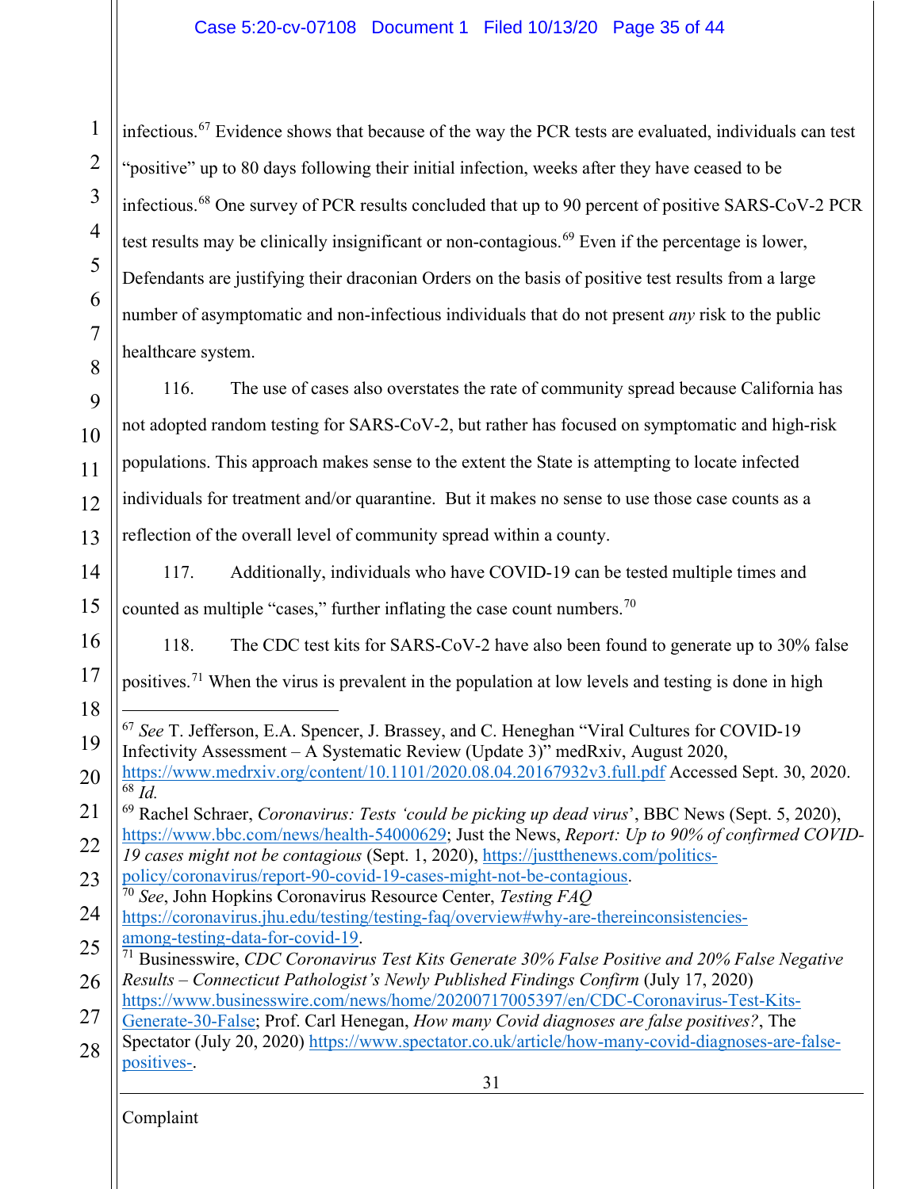infectious.[67] Evidence shows that because of the way the PCR tests are evaluated, individuals can test "positive" up to 80 days following their initial infection, weeks after they have ceased to be infectious.[68] One survey of PCR results concluded that up to 90 percent of positive SARS-CoV-2 PCR test results may be clinically insignificant or non-contagious.[69] Even if the percentage is lower, Defendants are justifying their draconian Orders on the basis of positive test results from a large number of asymptomatic and non-infectious individuals that do not present *any* risk to the public healthcare system.

116. The use of cases also overstates the rate of community spread because California has not adopted random testing for SARS-CoV-2, but rather has focused on symptomatic and high-risk populations. This approach makes sense to the extent the State is attempting to locate infected individuals for treatment and/or quarantine. But it makes no sense to use those case counts as a reflection of the overall level of community spread within a county.

117. Additionally, individuals who have COVID-19 can be tested multiple times and counted as multiple "cases," further inflating the case count numbers.[70]

118. The CDC test kits for SARS-CoV-2 have also been found to generate up to 30% false positives.[71] When the virus is prevalent in the population at low levels and testing is done in high

---

[67] *See* T. Jefferson, E.A. Spencer, J. Brassey, and C. Heneghan "Viral Cultures for COVID-19 Infectivity Assessment – A Systematic Review (Update 3)" medRxiv, August 2020, https://www.medrxiv.org/content/10.1101/2020.08.04.20167932v3.full.pdf Accessed Sept. 30, 2020.

[68] *Id.*

[69] Rachel Schraer, *Coronavirus: Tests 'could be picking up dead virus'*, BBC News (Sept. 5, 2020), https://www.bbc.com/news/health-54000629; Just the News, *Report: Up to 90% of confirmed COVID-19 cases might not be contagious* (Sept. 1, 2020), https://justthenews.com/politics-policy/coronavirus/report-90-covid-19-cases-might-not-be-contagious.

[70] *See*, John Hopkins Coronavirus Resource Center, *Testing FAQ* https://coronavirus.jhu.edu/testing/testing-faq/overview#why-are-thereinconsistencies-among-testing-data-for-covid-19.

[71] Businesswire, *CDC Coronavirus Test Kits Generate 30% False Positive and 20% False Negative Results – Connecticut Pathologist's Newly Published Findings Confirm* (July 17, 2020) https://www.businesswire.com/news/home/20200717005397/en/CDC-Coronavirus-Test-Kits-Generate-30-False; Prof. Carl Henegan, *How many Covid diagnoses are false positives?*, The Spectator (July 20, 2020) https://www.spectator.co.uk/article/how-many-covid-diagnoses-are-false-positives-.

Complaint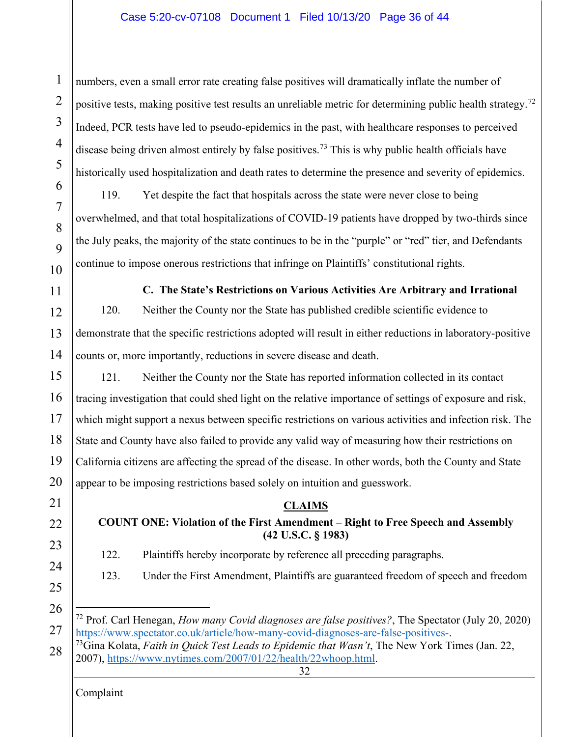numbers, even a small error rate creating false positives will dramatically inflate the number of positive tests, making positive test results an unreliable metric for determining public health strategy.[72] Indeed, PCR tests have led to pseudo-epidemics in the past, with healthcare responses to perceived disease being driven almost entirely by false positives.[73] This is why public health officials have historically used hospitalization and death rates to determine the presence and severity of epidemics.

119. Yet despite the fact that hospitals across the state were never close to being overwhelmed, and that total hospitalizations of COVID-19 patients have dropped by two-thirds since the July peaks, the majority of the state continues to be in the "purple" or "red" tier, and Defendants continue to impose onerous restrictions that infringe on Plaintiffs' constitutional rights.

### C. The State's Restrictions on Various Activities Are Arbitrary and Irrational

120. Neither the County nor the State has published credible scientific evidence to demonstrate that the specific restrictions adopted will result in either reductions in laboratory-positive counts or, more importantly, reductions in severe disease and death.

121. Neither the County nor the State has reported information collected in its contact tracing investigation that could shed light on the relative importance of settings of exposure and risk, which might support a nexus between specific restrictions on various activities and infection risk. The State and County have also failed to provide any valid way of measuring how their restrictions on California citizens are affecting the spread of the disease. In other words, both the County and State appear to be imposing restrictions based solely on intuition and guesswork.

## CLAIMS

### COUNT ONE: Violation of the First Amendment – Right to Free Speech and Assembly (42 U.S.C. § 1983)

122. Plaintiffs hereby incorporate by reference all preceding paragraphs.

123. Under the First Amendment, Plaintiffs are guaranteed freedom of speech and freedom

---

[72] Prof. Carl Henegan, *How many Covid diagnoses are false positives?*, The Spectator (July 20, 2020) https://www.spectator.co.uk/article/how-many-covid-diagnoses-are-false-positives-.

[73] Gina Kolata, *Faith in Quick Test Leads to Epidemic that Wasn't*, The New York Times (Jan. 22, 2007), https://www.nytimes.com/2007/01/22/health/22whoop.html.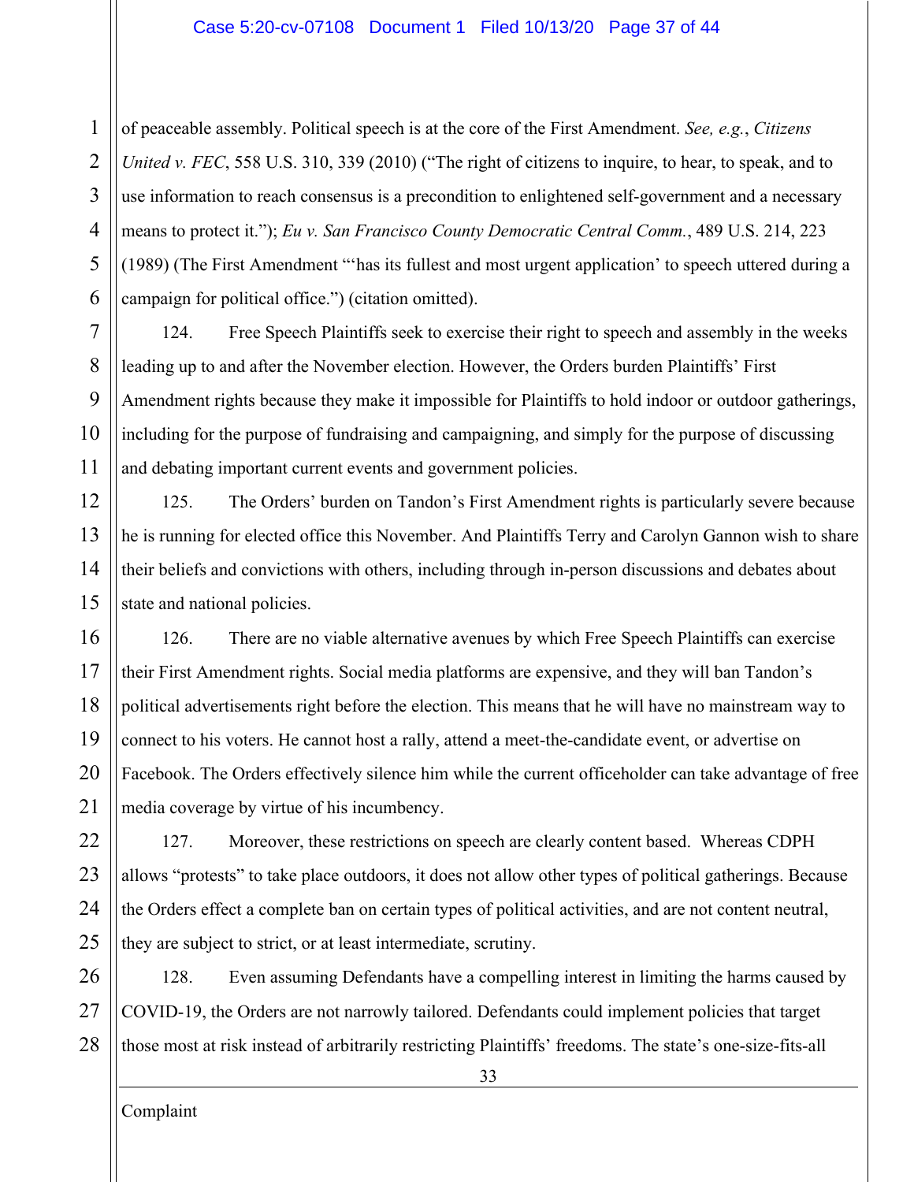of peaceable assembly. Political speech is at the core of the First Amendment. *See, e.g.*, *Citizens United v. FEC*, 558 U.S. 310, 339 (2010) ("The right of citizens to inquire, to hear, to speak, and to use information to reach consensus is a precondition to enlightened self-government and a necessary means to protect it."); *Eu v. San Francisco County Democratic Central Comm.*, 489 U.S. 214, 223 (1989) (The First Amendment "'has its fullest and most urgent application' to speech uttered during a campaign for political office.") (citation omitted).

124. Free Speech Plaintiffs seek to exercise their right to speech and assembly in the weeks leading up to and after the November election. However, the Orders burden Plaintiffs' First Amendment rights because they make it impossible for Plaintiffs to hold indoor or outdoor gatherings, including for the purpose of fundraising and campaigning, and simply for the purpose of discussing and debating important current events and government policies.

125. The Orders' burden on Tandon's First Amendment rights is particularly severe because he is running for elected office this November. And Plaintiffs Terry and Carolyn Gannon wish to share their beliefs and convictions with others, including through in-person discussions and debates about state and national policies.

126. There are no viable alternative avenues by which Free Speech Plaintiffs can exercise their First Amendment rights. Social media platforms are expensive, and they will ban Tandon's political advertisements right before the election. This means that he will have no mainstream way to connect to his voters. He cannot host a rally, attend a meet-the-candidate event, or advertise on Facebook. The Orders effectively silence him while the current officeholder can take advantage of free media coverage by virtue of his incumbency.

127. Moreover, these restrictions on speech are clearly content based. Whereas CDPH allows "protests" to take place outdoors, it does not allow other types of political gatherings. Because the Orders effect a complete ban on certain types of political activities, and are not content neutral, they are subject to strict, or at least intermediate, scrutiny.

128. Even assuming Defendants have a compelling interest in limiting the harms caused by COVID-19, the Orders are not narrowly tailored. Defendants could implement policies that target those most at risk instead of arbitrarily restricting Plaintiffs' freedoms. The state's one-size-fits-all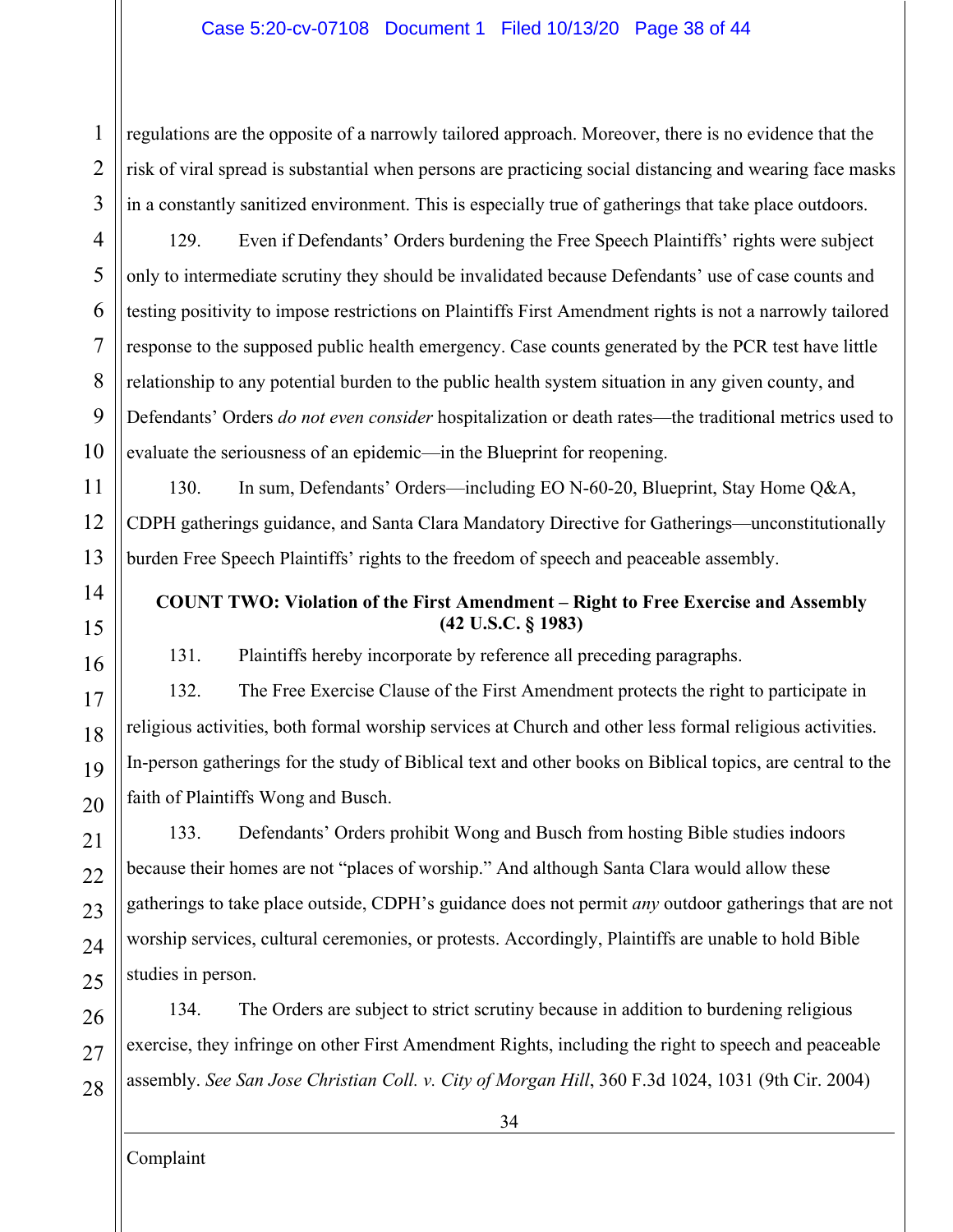regulations are the opposite of a narrowly tailored approach. Moreover, there is no evidence that the risk of viral spread is substantial when persons are practicing social distancing and wearing face masks in a constantly sanitized environment. This is especially true of gatherings that take place outdoors.

129. Even if Defendants' Orders burdening the Free Speech Plaintiffs' rights were subject only to intermediate scrutiny they should be invalidated because Defendants' use of case counts and testing positivity to impose restrictions on Plaintiffs First Amendment rights is not a narrowly tailored response to the supposed public health emergency. Case counts generated by the PCR test have little relationship to any potential burden to the public health system situation in any given county, and Defendants' Orders *do not even consider* hospitalization or death rates—the traditional metrics used to evaluate the seriousness of an epidemic—in the Blueprint for reopening.

130. In sum, Defendants' Orders—including EO N-60-20, Blueprint, Stay Home Q&A, CDPH gatherings guidance, and Santa Clara Mandatory Directive for Gatherings—unconstitutionally burden Free Speech Plaintiffs' rights to the freedom of speech and peaceable assembly.

**COUNT TWO: Violation of the First Amendment – Right to Free Exercise and Assembly (42 U.S.C. § 1983)**

131. Plaintiffs hereby incorporate by reference all preceding paragraphs.

132. The Free Exercise Clause of the First Amendment protects the right to participate in religious activities, both formal worship services at Church and other less formal religious activities. In-person gatherings for the study of Biblical text and other books on Biblical topics, are central to the faith of Plaintiffs Wong and Busch.

133. Defendants' Orders prohibit Wong and Busch from hosting Bible studies indoors because their homes are not "places of worship." And although Santa Clara would allow these gatherings to take place outside, CDPH's guidance does not permit *any* outdoor gatherings that are not worship services, cultural ceremonies, or protests. Accordingly, Plaintiffs are unable to hold Bible studies in person.

134. The Orders are subject to strict scrutiny because in addition to burdening religious exercise, they infringe on other First Amendment Rights, including the right to speech and peaceable assembly. *See San Jose Christian Coll. v. City of Morgan Hill*, 360 F.3d 1024, 1031 (9th Cir. 2004)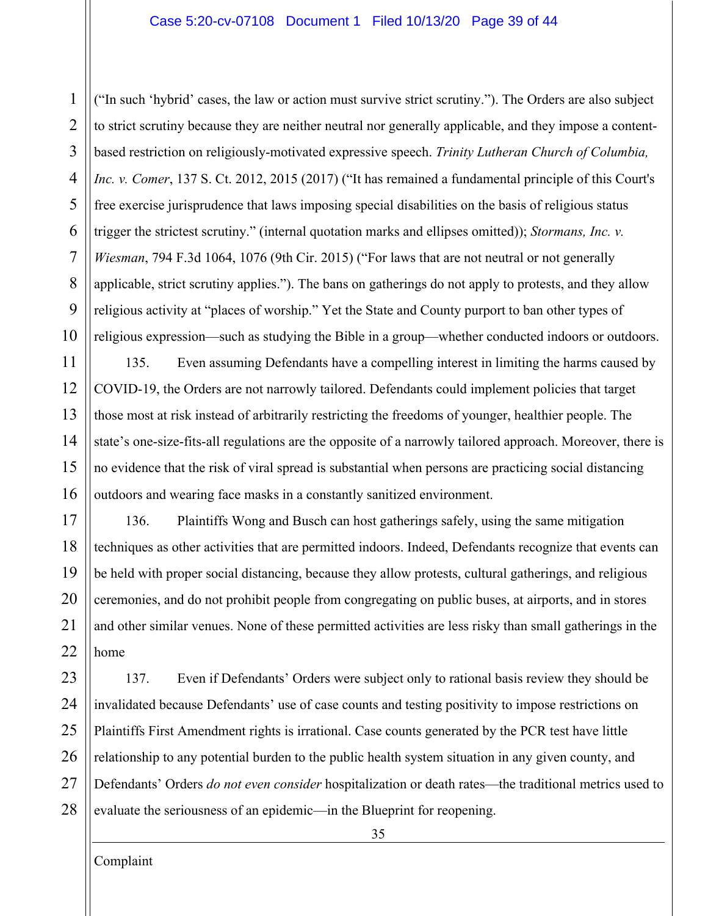("In such 'hybrid' cases, the law or action must survive strict scrutiny."). The Orders are also subject to strict scrutiny because they are neither neutral nor generally applicable, and they impose a content-based restriction on religiously-motivated expressive speech. *Trinity Lutheran Church of Columbia, Inc. v. Comer*, 137 S. Ct. 2012, 2015 (2017) ("It has remained a fundamental principle of this Court's free exercise jurisprudence that laws imposing special disabilities on the basis of religious status trigger the strictest scrutiny." (internal quotation marks and ellipses omitted)); *Stormans, Inc. v. Wiesman*, 794 F.3d 1064, 1076 (9th Cir. 2015) ("For laws that are not neutral or not generally applicable, strict scrutiny applies."). The bans on gatherings do not apply to protests, and they allow religious activity at "places of worship." Yet the State and County purport to ban other types of religious expression—such as studying the Bible in a group—whether conducted indoors or outdoors.

135. Even assuming Defendants have a compelling interest in limiting the harms caused by COVID-19, the Orders are not narrowly tailored. Defendants could implement policies that target those most at risk instead of arbitrarily restricting the freedoms of younger, healthier people. The state's one-size-fits-all regulations are the opposite of a narrowly tailored approach. Moreover, there is no evidence that the risk of viral spread is substantial when persons are practicing social distancing outdoors and wearing face masks in a constantly sanitized environment.

136. Plaintiffs Wong and Busch can host gatherings safely, using the same mitigation techniques as other activities that are permitted indoors. Indeed, Defendants recognize that events can be held with proper social distancing, because they allow protests, cultural gatherings, and religious ceremonies, and do not prohibit people from congregating on public buses, at airports, and in stores and other similar venues. None of these permitted activities are less risky than small gatherings in the home

137. Even if Defendants' Orders were subject only to rational basis review they should be invalidated because Defendants' use of case counts and testing positivity to impose restrictions on Plaintiffs First Amendment rights is irrational. Case counts generated by the PCR test have little relationship to any potential burden to the public health system situation in any given county, and Defendants' Orders *do not even consider* hospitalization or death rates—the traditional metrics used to evaluate the seriousness of an epidemic—in the Blueprint for reopening.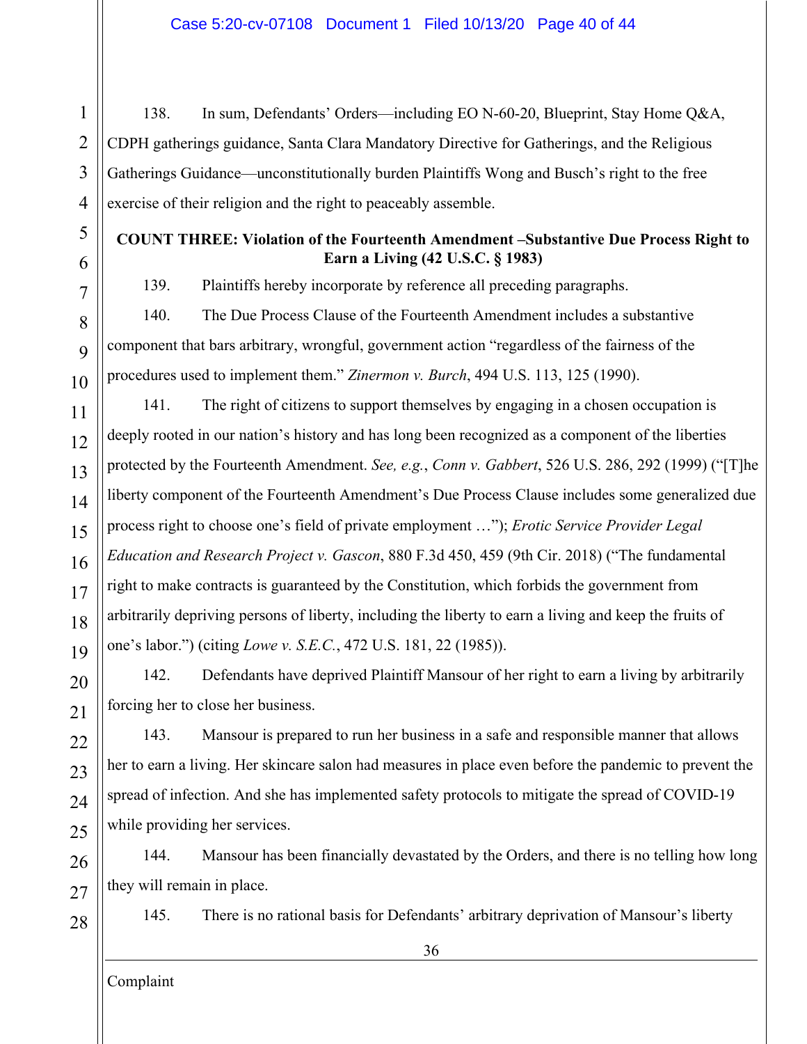138. In sum, Defendants' Orders—including EO N-60-20, Blueprint, Stay Home Q&A, CDPH gatherings guidance, Santa Clara Mandatory Directive for Gatherings, and the Religious Gatherings Guidance—unconstitutionally burden Plaintiffs Wong and Busch's right to the free exercise of their religion and the right to peaceably assemble.

**COUNT THREE: Violation of the Fourteenth Amendment –Substantive Due Process Right to Earn a Living (42 U.S.C. § 1983)**

139. Plaintiffs hereby incorporate by reference all preceding paragraphs.

140. The Due Process Clause of the Fourteenth Amendment includes a substantive component that bars arbitrary, wrongful, government action "regardless of the fairness of the procedures used to implement them." *Zinermon v. Burch*, 494 U.S. 113, 125 (1990).

141. The right of citizens to support themselves by engaging in a chosen occupation is deeply rooted in our nation's history and has long been recognized as a component of the liberties protected by the Fourteenth Amendment. *See, e.g.*, *Conn v. Gabbert*, 526 U.S. 286, 292 (1999) ("[T]he liberty component of the Fourteenth Amendment's Due Process Clause includes some generalized due process right to choose one's field of private employment …"); *Erotic Service Provider Legal Education and Research Project v. Gascon*, 880 F.3d 450, 459 (9th Cir. 2018) ("The fundamental right to make contracts is guaranteed by the Constitution, which forbids the government from arbitrarily depriving persons of liberty, including the liberty to earn a living and keep the fruits of one's labor.") (citing *Lowe v. S.E.C.*, 472 U.S. 181, 22 (1985)).

142. Defendants have deprived Plaintiff Mansour of her right to earn a living by arbitrarily forcing her to close her business.

143. Mansour is prepared to run her business in a safe and responsible manner that allows her to earn a living. Her skincare salon had measures in place even before the pandemic to prevent the spread of infection. And she has implemented safety protocols to mitigate the spread of COVID-19 while providing her services.

144. Mansour has been financially devastated by the Orders, and there is no telling how long they will remain in place.

145. There is no rational basis for Defendants' arbitrary deprivation of Mansour's liberty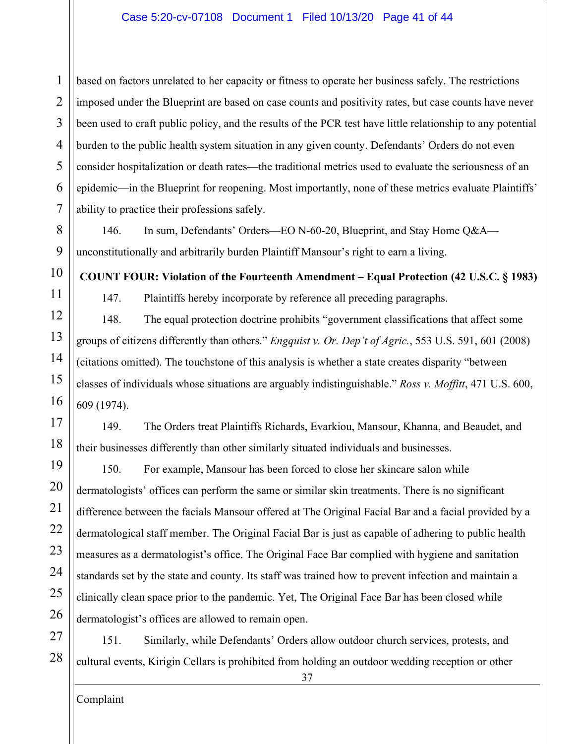based on factors unrelated to her capacity or fitness to operate her business safely. The restrictions imposed under the Blueprint are based on case counts and positivity rates, but case counts have never been used to craft public policy, and the results of the PCR test have little relationship to any potential burden to the public health system situation in any given county. Defendants' Orders do not even consider hospitalization or death rates—the traditional metrics used to evaluate the seriousness of an epidemic—in the Blueprint for reopening. Most importantly, none of these metrics evaluate Plaintiffs' ability to practice their professions safely.

146. In sum, Defendants' Orders—EO N-60-20, Blueprint, and Stay Home Q&A—unconstitutionally and arbitrarily burden Plaintiff Mansour's right to earn a living.

**COUNT FOUR: Violation of the Fourteenth Amendment – Equal Protection (42 U.S.C. § 1983)**

147. Plaintiffs hereby incorporate by reference all preceding paragraphs.

148. The equal protection doctrine prohibits "government classifications that affect some groups of citizens differently than others." *Engquist v. Or. Dep't of Agric.*, 553 U.S. 591, 601 (2008) (citations omitted). The touchstone of this analysis is whether a state creates disparity "between classes of individuals whose situations are arguably indistinguishable." *Ross v. Moffitt*, 471 U.S. 600, 609 (1974).

149. The Orders treat Plaintiffs Richards, Evarkiou, Mansour, Khanna, and Beaudet, and their businesses differently than other similarly situated individuals and businesses.

150. For example, Mansour has been forced to close her skincare salon while dermatologists' offices can perform the same or similar skin treatments. There is no significant difference between the facials Mansour offered at The Original Facial Bar and a facial provided by a dermatological staff member. The Original Facial Bar is just as capable of adhering to public health measures as a dermatologist's office. The Original Face Bar complied with hygiene and sanitation standards set by the state and county. Its staff was trained how to prevent infection and maintain a clinically clean space prior to the pandemic. Yet, The Original Face Bar has been closed while dermatologist's offices are allowed to remain open.

151. Similarly, while Defendants' Orders allow outdoor church services, protests, and cultural events, Kirigin Cellars is prohibited from holding an outdoor wedding reception or other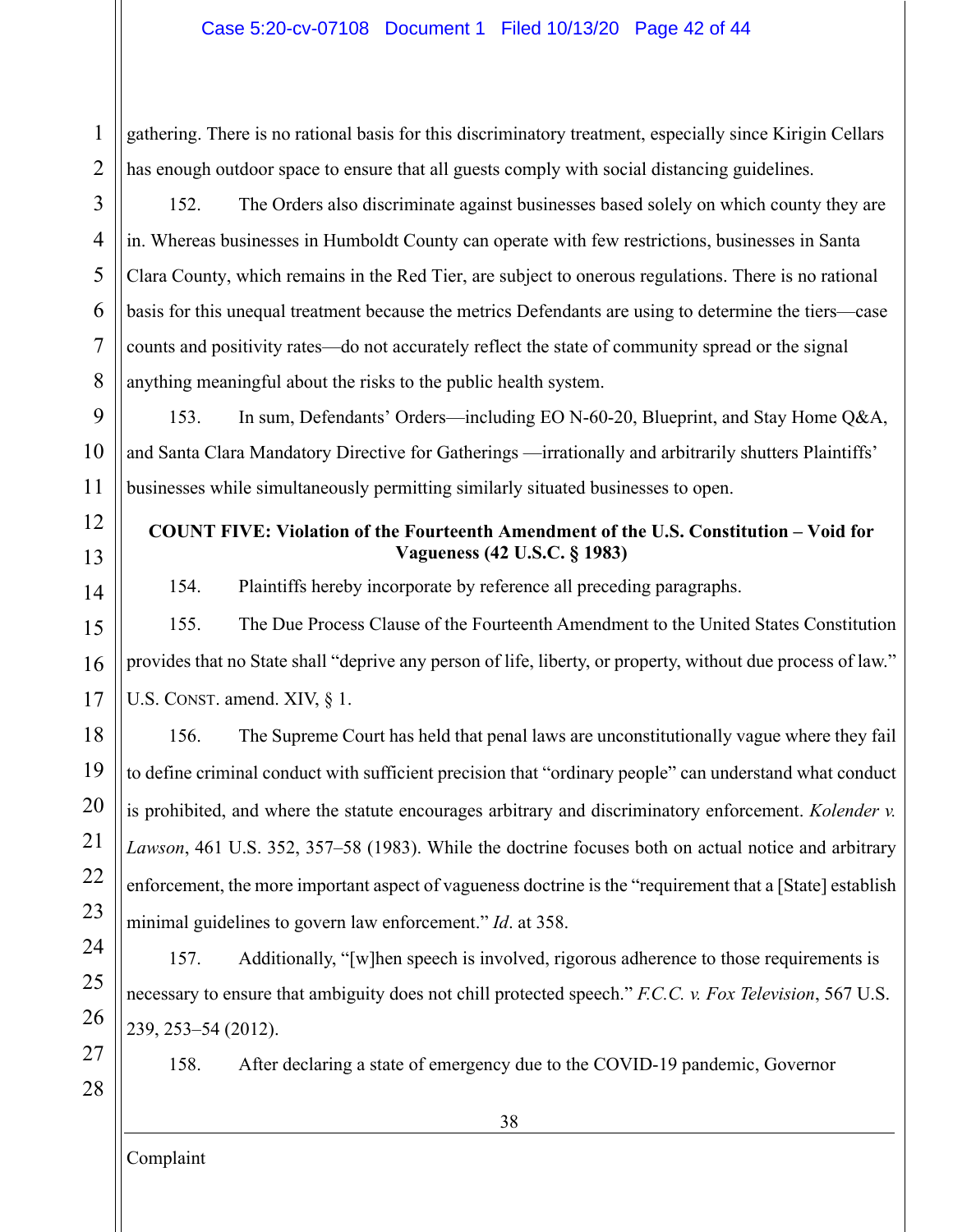gathering. There is no rational basis for this discriminatory treatment, especially since Kirigin Cellars has enough outdoor space to ensure that all guests comply with social distancing guidelines.

152. The Orders also discriminate against businesses based solely on which county they are in. Whereas businesses in Humboldt County can operate with few restrictions, businesses in Santa Clara County, which remains in the Red Tier, are subject to onerous regulations. There is no rational basis for this unequal treatment because the metrics Defendants are using to determine the tiers—case counts and positivity rates—do not accurately reflect the state of community spread or the signal anything meaningful about the risks to the public health system.

153. In sum, Defendants' Orders—including EO N-60-20, Blueprint, and Stay Home Q&A, and Santa Clara Mandatory Directive for Gatherings —irrationally and arbitrarily shutters Plaintiffs' businesses while simultaneously permitting similarly situated businesses to open.

**COUNT FIVE: Violation of the Fourteenth Amendment of the U.S. Constitution – Void for Vagueness (42 U.S.C. § 1983)**

154. Plaintiffs hereby incorporate by reference all preceding paragraphs.

155. The Due Process Clause of the Fourteenth Amendment to the United States Constitution provides that no State shall "deprive any person of life, liberty, or property, without due process of law." U.S. CONST. amend. XIV, § 1.

156. The Supreme Court has held that penal laws are unconstitutionally vague where they fail to define criminal conduct with sufficient precision that "ordinary people" can understand what conduct is prohibited, and where the statute encourages arbitrary and discriminatory enforcement. *Kolender v. Lawson*, 461 U.S. 352, 357–58 (1983). While the doctrine focuses both on actual notice and arbitrary enforcement, the more important aspect of vagueness doctrine is the "requirement that a [State] establish minimal guidelines to govern law enforcement." *Id*. at 358.

157. Additionally, "[w]hen speech is involved, rigorous adherence to those requirements is necessary to ensure that ambiguity does not chill protected speech." *F.C.C. v. Fox Television*, 567 U.S. 239, 253–54 (2012).

158. After declaring a state of emergency due to the COVID-19 pandemic, Governor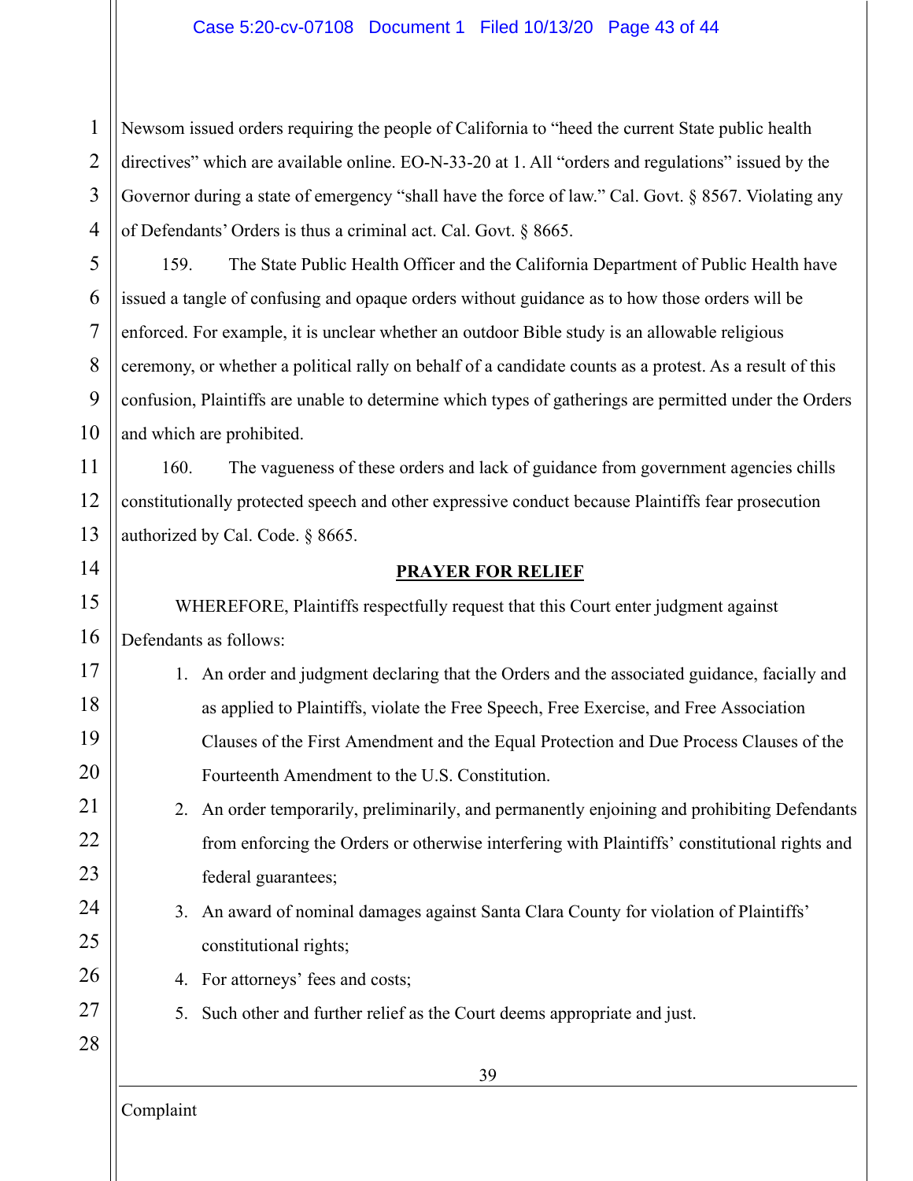Newsom issued orders requiring the people of California to "heed the current State public health directives" which are available online. EO-N-33-20 at 1. All "orders and regulations" issued by the Governor during a state of emergency "shall have the force of law." Cal. Govt. § 8567. Violating any of Defendants' Orders is thus a criminal act. Cal. Govt. § 8665.

159. The State Public Health Officer and the California Department of Public Health have issued a tangle of confusing and opaque orders without guidance as to how those orders will be enforced. For example, it is unclear whether an outdoor Bible study is an allowable religious ceremony, or whether a political rally on behalf of a candidate counts as a protest. As a result of this confusion, Plaintiffs are unable to determine which types of gatherings are permitted under the Orders and which are prohibited.

160. The vagueness of these orders and lack of guidance from government agencies chills constitutionally protected speech and other expressive conduct because Plaintiffs fear prosecution authorized by Cal. Code. § 8665.

## PRAYER FOR RELIEF

WHEREFORE, Plaintiffs respectfully request that this Court enter judgment against Defendants as follows:

1. An order and judgment declaring that the Orders and the associated guidance, facially and as applied to Plaintiffs, violate the Free Speech, Free Exercise, and Free Association Clauses of the First Amendment and the Equal Protection and Due Process Clauses of the Fourteenth Amendment to the U.S. Constitution.
2. An order temporarily, preliminarily, and permanently enjoining and prohibiting Defendants from enforcing the Orders or otherwise interfering with Plaintiffs' constitutional rights and federal guarantees;
3. An award of nominal damages against Santa Clara County for violation of Plaintiffs' constitutional rights;
4. For attorneys' fees and costs;
5. Such other and further relief as the Court deems appropriate and just.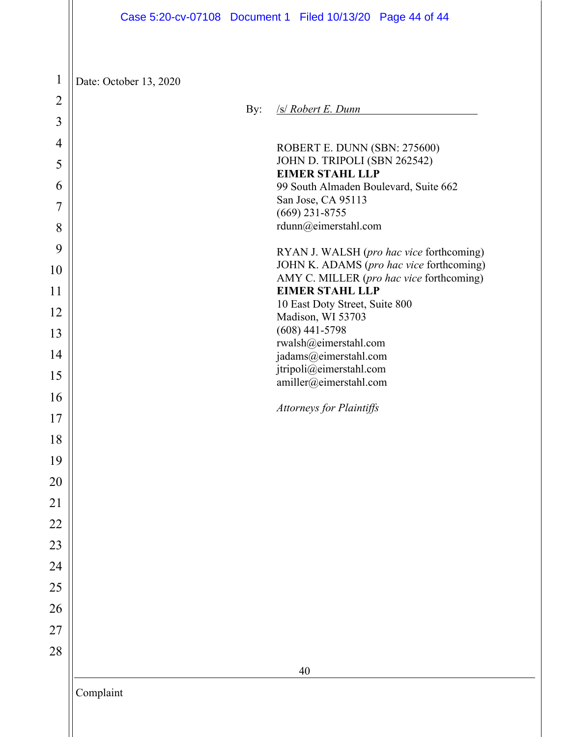Date: October 13, 2020

By: */s/ Robert E. Dunn*

ROBERT E. DUNN (SBN: 275600)
JOHN D. TRIPOLI (SBN 262542)
**EIMER STAHL LLP**
99 South Almaden Boulevard, Suite 662
San Jose, CA 95113
(669) 231-8755
rdunn@eimerstahl.com

RYAN J. WALSH (*pro hac vice* forthcoming)
JOHN K. ADAMS (*pro hac vice* forthcoming)
AMY C. MILLER (*pro hac vice* forthcoming)
**EIMER STAHL LLP**
10 East Doty Street, Suite 800
Madison, WI 53703
(608) 441-5798
rwalsh@eimerstahl.com
jadams@eimerstahl.com
jtripoli@eimerstahl.com
amiller@eimerstahl.com

*Attorneys for Plaintiffs*